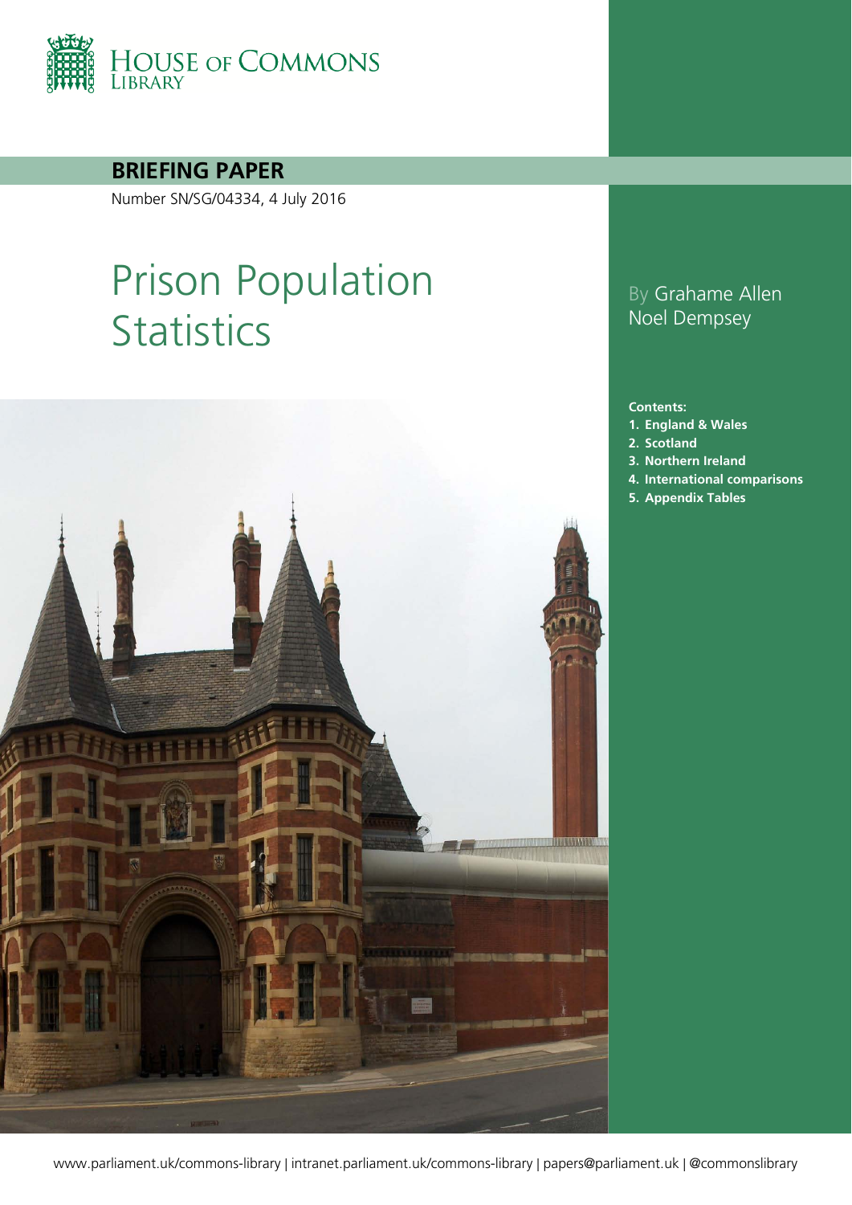HOUSE OF COMMONS LIBRARY

**BRIEFING PAPER**

Number SN/SG/04334, 4 July 2016

# Prison Population Statistics

By Grahame Allen
Noel Dempsey

**Contents:**

1. **England & Wales**
2. **Scotland**
3. **Northern Ireland**
4. **International comparisons**
5. **Appendix Tables**

www.parliament.uk/commons-library | intranet.parliament.uk/commons-library | papers@parliament.uk | @commonslibrary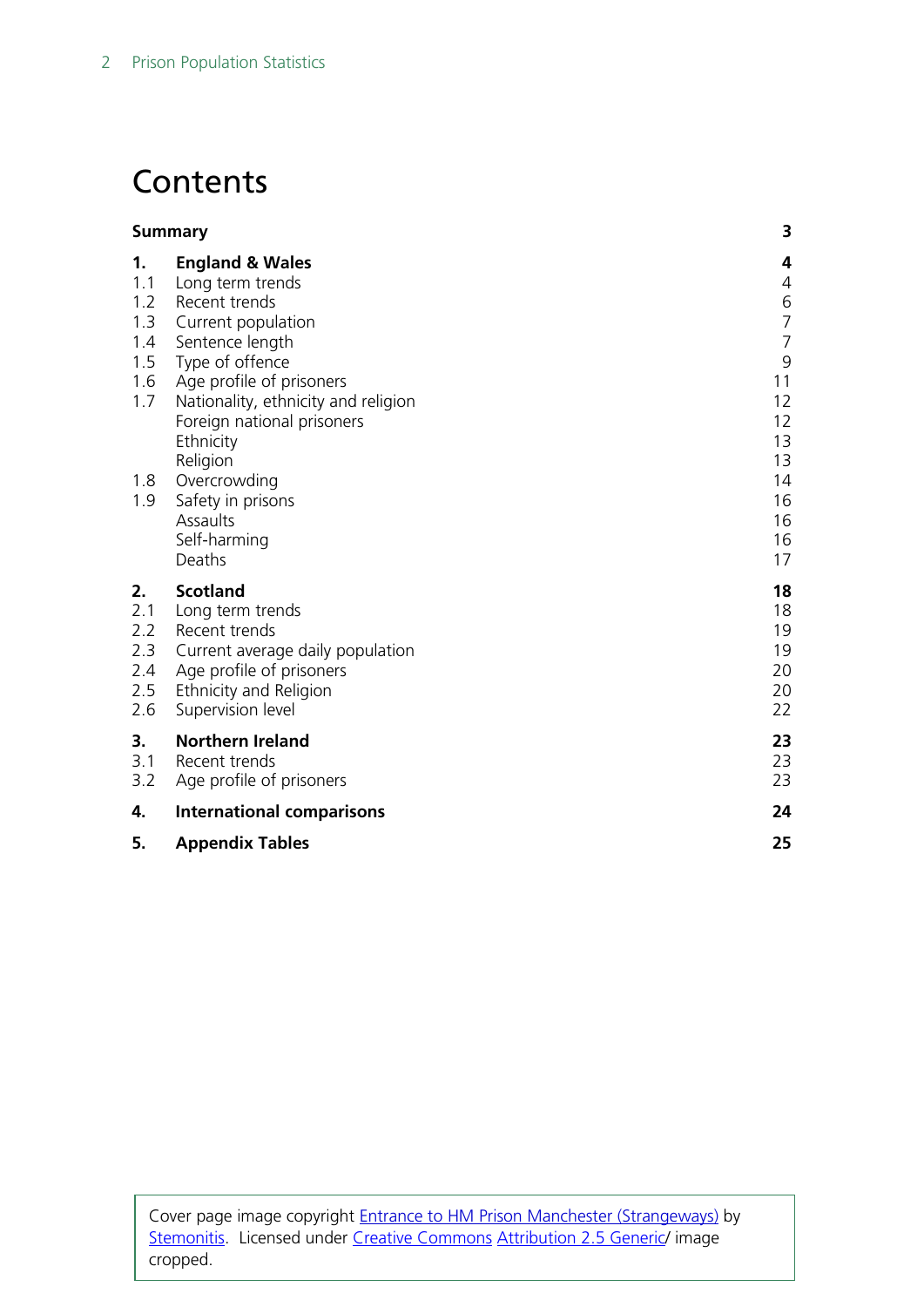# Contents

| | | |
|---|---|---|
| **Summary** | | **3** |
| **1.** | **England & Wales** | **4** |
| 1.1 | Long term trends | 4 |
| 1.2 | Recent trends | 6 |
| 1.3 | Current population | 7 |
| 1.4 | Sentence length | 7 |
| 1.5 | Type of offence | 9 |
| 1.6 | Age profile of prisoners | 11 |
| 1.7 | Nationality, ethnicity and religion | 12 |
| | Foreign national prisoners | 12 |
| | Ethnicity | 13 |
| | Religion | 13 |
| 1.8 | Overcrowding | 14 |
| 1.9 | Safety in prisons | 16 |
| | Assaults | 16 |
| | Self-harming | 16 |
| | Deaths | 17 |
| **2.** | **Scotland** | **18** |
| 2.1 | Long term trends | 18 |
| 2.2 | Recent trends | 19 |
| 2.3 | Current average daily population | 19 |
| 2.4 | Age profile of prisoners | 20 |
| 2.5 | Ethnicity and Religion | 20 |
| 2.6 | Supervision level | 22 |
| **3.** | **Northern Ireland** | **23** |
| 3.1 | Recent trends | 23 |
| 3.2 | Age profile of prisoners | 23 |
| **4.** | **International comparisons** | **24** |
| **5.** | **Appendix Tables** | **25** |

Cover page image copyright Entrance to HM Prison Manchester (Strangeways) by Stemonitis. Licensed under Creative Commons Attribution 2.5 Generic/ image cropped.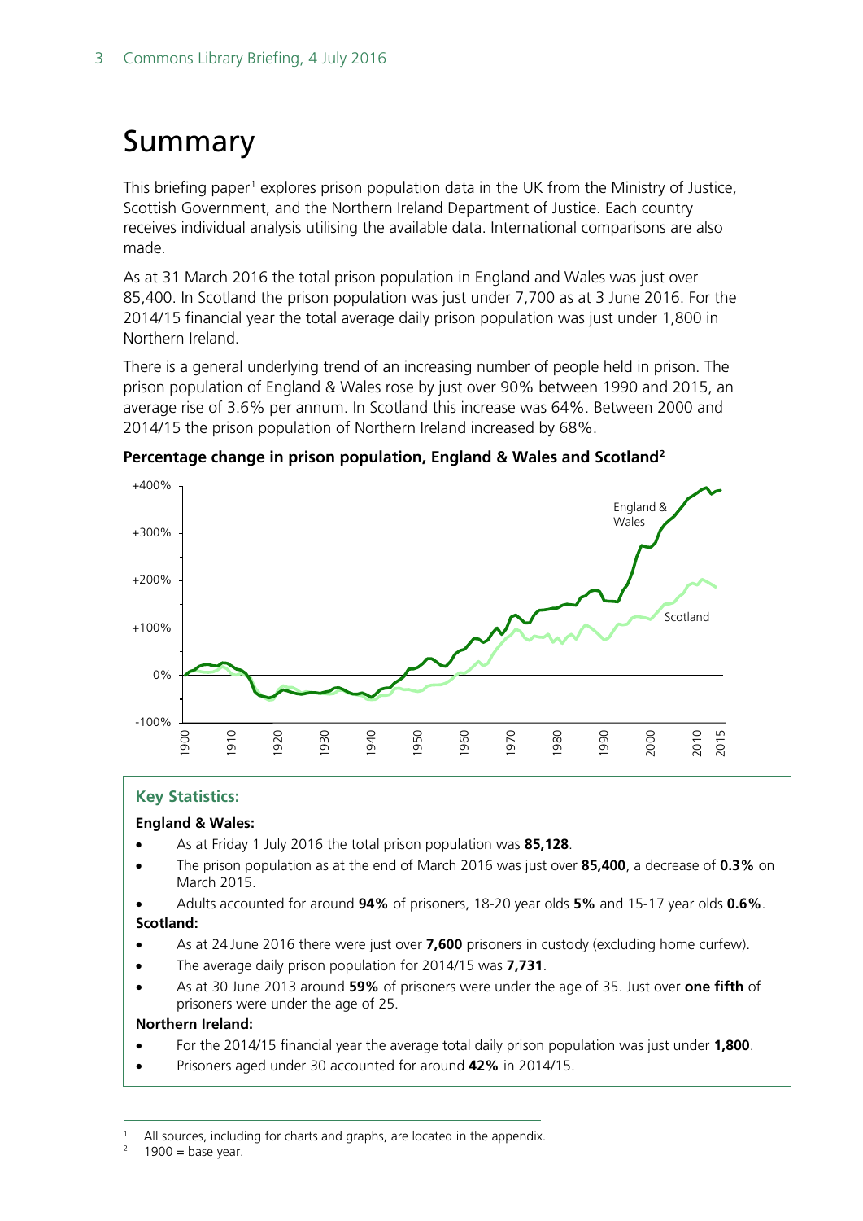# Summary

This briefing paper[1] explores prison population data in the UK from the Ministry of Justice, Scottish Government, and the Northern Ireland Department of Justice. Each country receives individual analysis utilising the available data. International comparisons are also made.

As at 31 March 2016 the total prison population in England and Wales was just over 85,400. In Scotland the prison population was just under 7,700 as at 3 June 2016. For the 2014/15 financial year the total average daily prison population was just under 1,800 in Northern Ireland.

There is a general underlying trend of an increasing number of people held in prison. The prison population of England & Wales rose by just over 90% between 1990 and 2015, an average rise of 3.6% per annum. In Scotland this increase was 64%. Between 2000 and 2014/15 the prison population of Northern Ireland increased by 68%.

**Percentage change in prison population, England & Wales and Scotland[2]**

### Key Statistics:

**England & Wales:**

- As at Friday 1 July 2016 the total prison population was **85,128**.
- The prison population as at the end of March 2016 was just over **85,400**, a decrease of **0.3%** on March 2015.
- Adults accounted for around **94%** of prisoners, 18-20 year olds **5%** and 15-17 year olds **0.6%**.

**Scotland:**

- As at 24 June 2016 there were just over **7,600** prisoners in custody (excluding home curfew).
- The average daily prison population for 2014/15 was **7,731**.
- As at 30 June 2013 around **59%** of prisoners were under the age of 35. Just over **one fifth** of prisoners were under the age of 25.

**Northern Ireland:**

- For the 2014/15 financial year the average total daily prison population was just under **1,800**.
- Prisoners aged under 30 accounted for around **42%** in 2014/15.

[1] All sources, including for charts and graphs, are located in the appendix.

[2] 1900 = base year.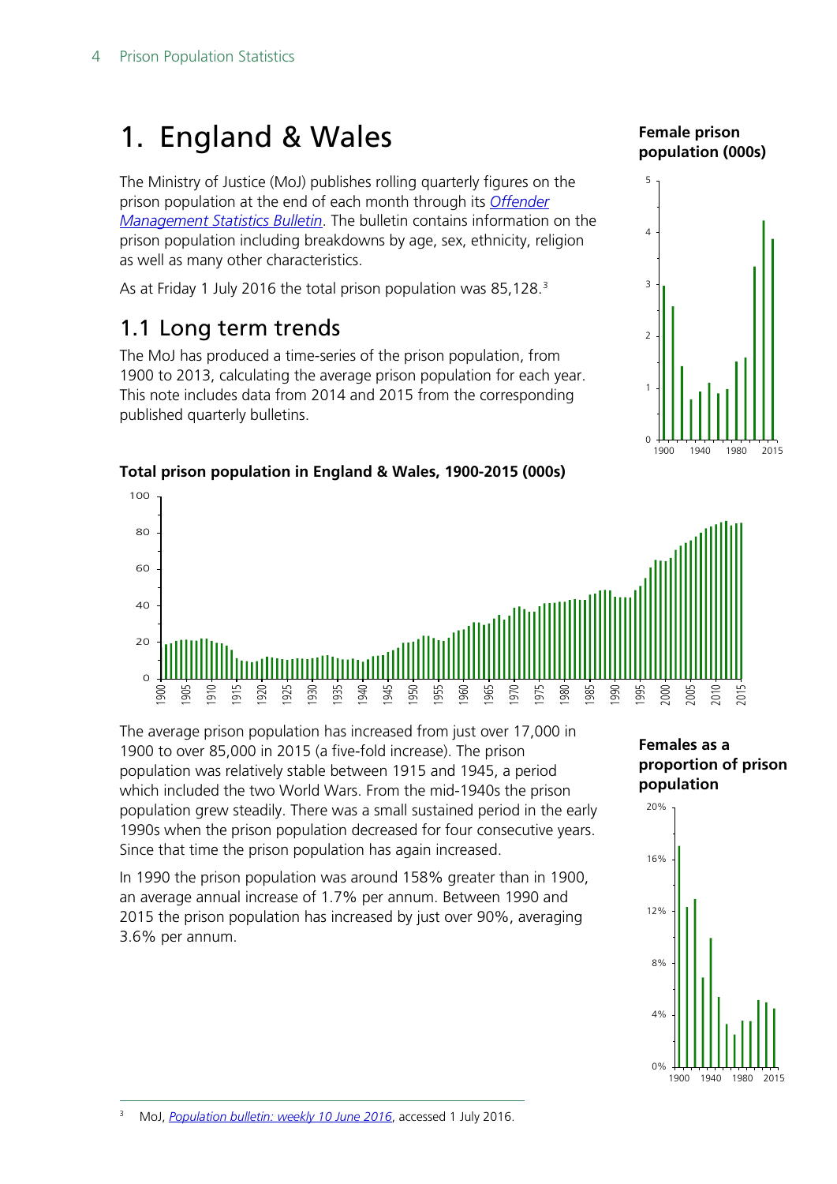# 1. England & Wales

The Ministry of Justice (MoJ) publishes rolling quarterly figures on the prison population at the end of each month through its *Offender Management Statistics Bulletin*. The bulletin contains information on the prison population including breakdowns by age, sex, ethnicity, religion as well as many other characteristics.

As at Friday 1 July 2016 the total prison population was 85,128.[3]

## 1.1 Long term trends

The MoJ has produced a time-series of the prison population, from 1900 to 2013, calculating the average prison population for each year. This note includes data from 2014 and 2015 from the corresponding published quarterly bulletins.

**Female prison population (000s)**

**Total prison population in England & Wales, 1900-2015 (000s)**

The average prison population has increased from just over 17,000 in 1900 to over 85,000 in 2015 (a five-fold increase). The prison population was relatively stable between 1915 and 1945, a period which included the two World Wars. From the mid-1940s the prison population grew steadily. There was a small sustained period in the early 1990s when the prison population decreased for four consecutive years. Since that time the prison population has again increased.

In 1990 the prison population was around 158% greater than in 1900, an average annual increase of 1.7% per annum. Between 1990 and 2015 the prison population has increased by just over 90%, averaging 3.6% per annum.

**Females as a proportion of prison population**

[3] MoJ, *Population bulletin: weekly 10 June 2016*, accessed 1 July 2016.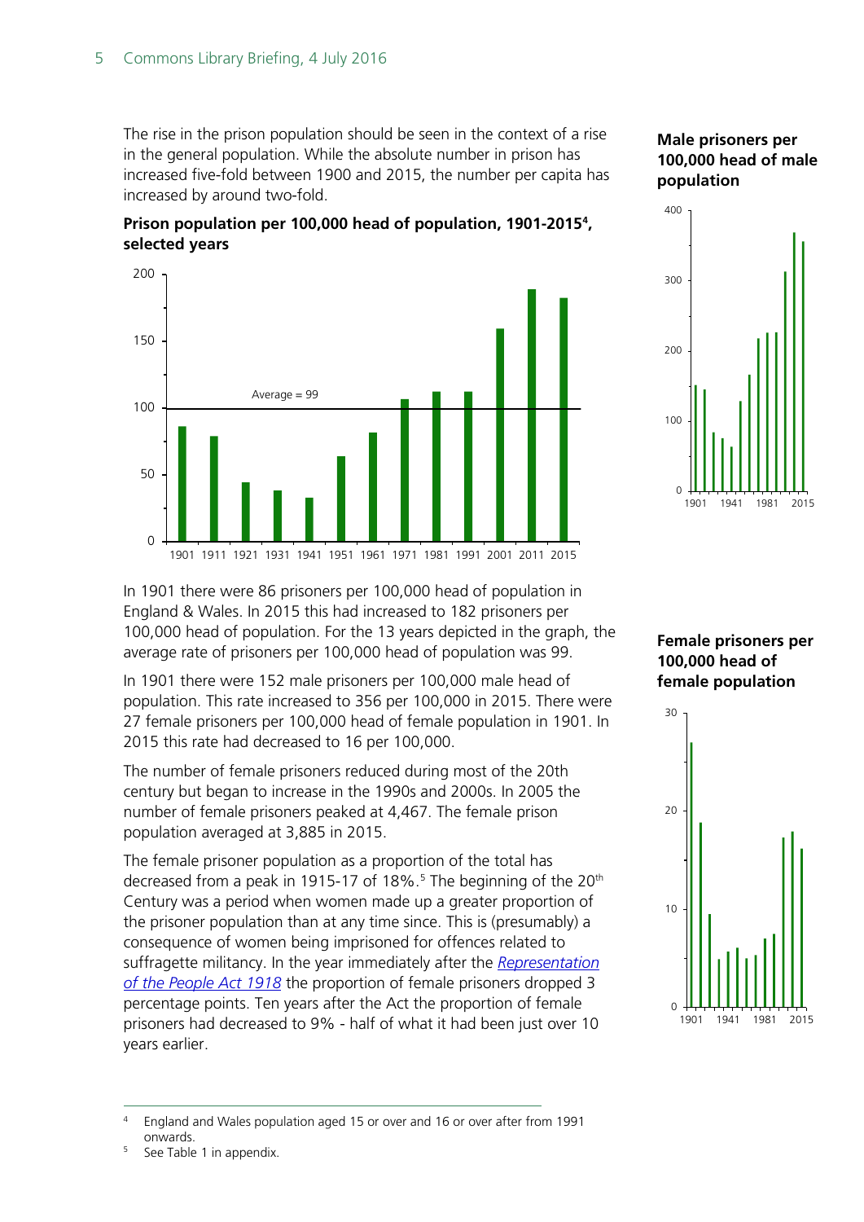The rise in the prison population should be seen in the context of a rise in the general population. While the absolute number in prison has increased five-fold between 1900 and 2015, the number per capita has increased by around two-fold.

**Prison population per 100,000 head of population, 1901-2015[4], selected years**

In 1901 there were 86 prisoners per 100,000 head of population in England & Wales. In 2015 this had increased to 182 prisoners per 100,000 head of population. For the 13 years depicted in the graph, the average rate of prisoners per 100,000 head of population was 99.

In 1901 there were 152 male prisoners per 100,000 male head of population. This rate increased to 356 per 100,000 in 2015. There were 27 female prisoners per 100,000 head of female population in 1901. In 2015 this rate had decreased to 16 per 100,000.

The number of female prisoners reduced during most of the 20th century but began to increase in the 1990s and 2000s. In 2005 the number of female prisoners peaked at 4,467. The female prison population averaged at 3,885 in 2015.

The female prisoner population as a proportion of the total has decreased from a peak in 1915-17 of 18%.[5] The beginning of the 20th Century was a period when women made up a greater proportion of the prisoner population than at any time since. This is (presumably) a consequence of women being imprisoned for offences related to suffragette militancy. In the year immediately after the *Representation of the People Act 1918* the proportion of female prisoners dropped 3 percentage points. Ten years after the Act the proportion of female prisoners had decreased to 9% - half of what it had been just over 10 years earlier.

**Male prisoners per 100,000 head of male population**

**Female prisoners per 100,000 head of female population**

---

[4] England and Wales population aged 15 or over and 16 or over after from 1991 onwards.

[5] See Table 1 in appendix.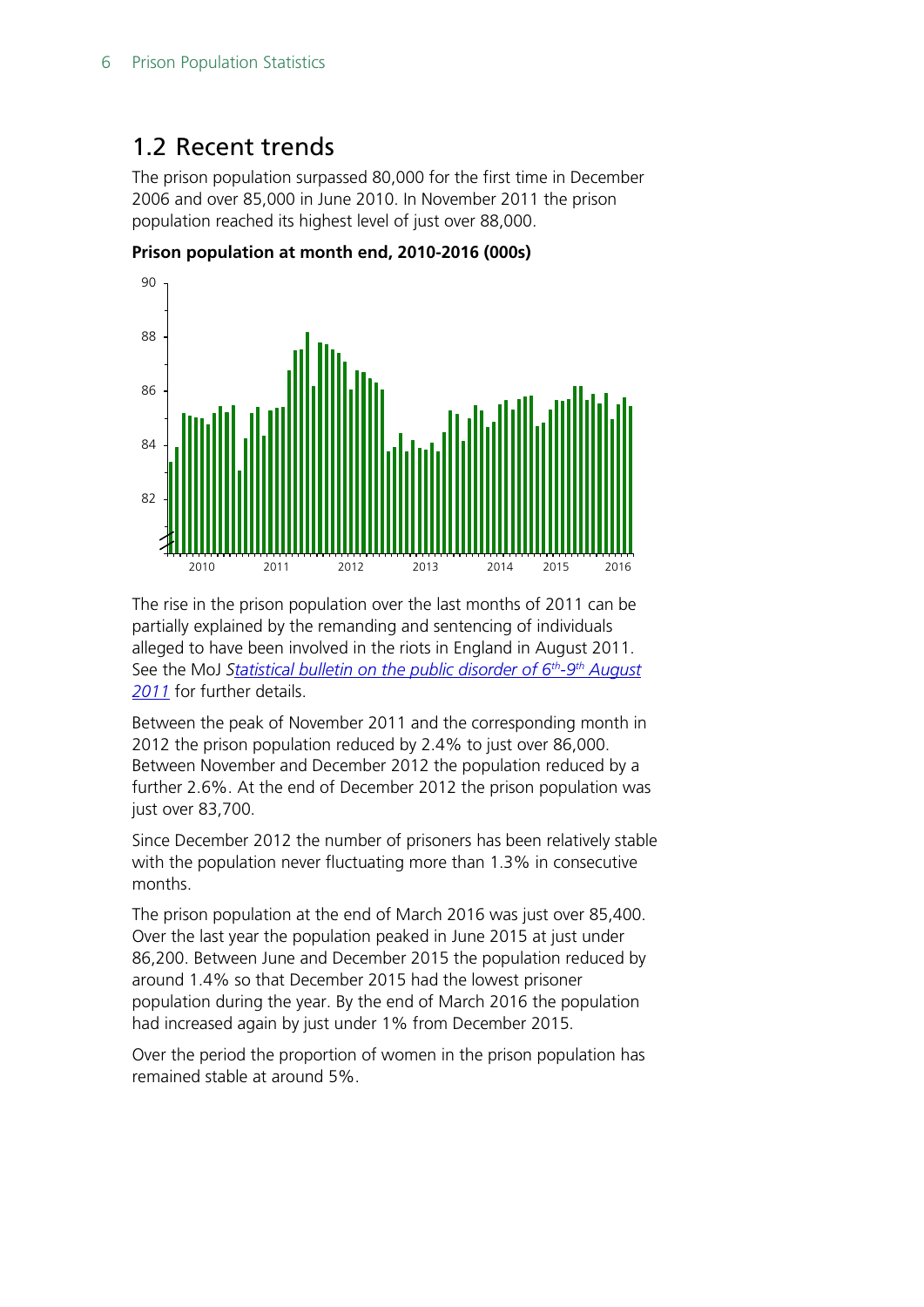## 1.2 Recent trends

The prison population surpassed 80,000 for the first time in December 2006 and over 85,000 in June 2010. In November 2011 the prison population reached its highest level of just over 88,000.

**Prison population at month end, 2010-2016 (000s)**

The rise in the prison population over the last months of 2011 can be partially explained by the remanding and sentencing of individuals alleged to have been involved in the riots in England in August 2011. See the MoJ *[Statistical bulletin on the public disorder of 6th-9th August 2011]* for further details.

Between the peak of November 2011 and the corresponding month in 2012 the prison population reduced by 2.4% to just over 86,000. Between November and December 2012 the population reduced by a further 2.6%. At the end of December 2012 the prison population was just over 83,700.

Since December 2012 the number of prisoners has been relatively stable with the population never fluctuating more than 1.3% in consecutive months.

The prison population at the end of March 2016 was just over 85,400. Over the last year the population peaked in June 2015 at just under 86,200. Between June and December 2015 the population reduced by around 1.4% so that December 2015 had the lowest prisoner population during the year. By the end of March 2016 the population had increased again by just under 1% from December 2015.

Over the period the proportion of women in the prison population has remained stable at around 5%.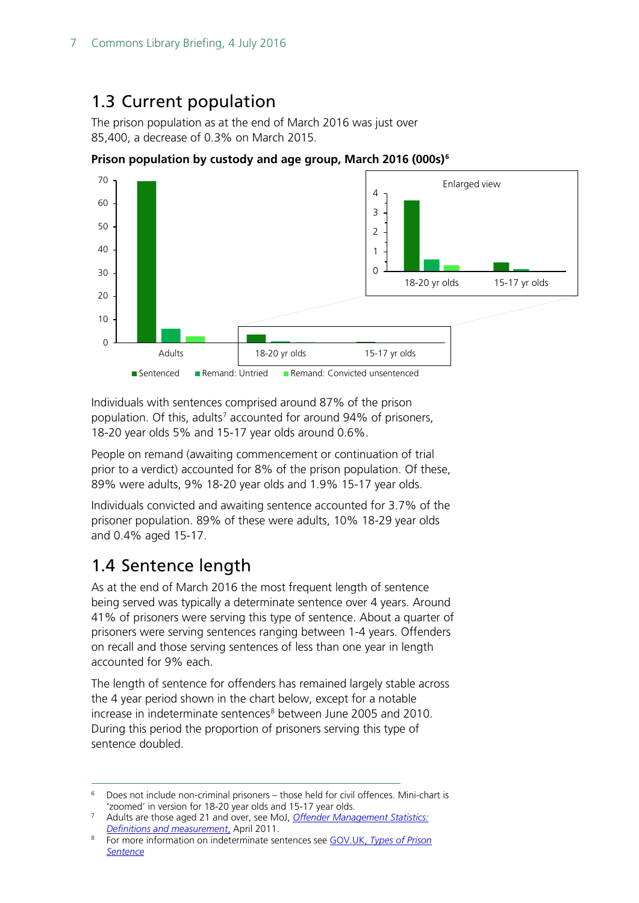## 1.3 Current population

The prison population as at the end of March 2016 was just over 85,400, a decrease of 0.3% on March 2015.

**Prison population by custody and age group, March 2016 (000s)[6]**

Individuals with sentences comprised around 87% of the prison population. Of this, adults[7] accounted for around 94% of prisoners, 18-20 year olds 5% and 15-17 year olds around 0.6%.

People on remand (awaiting commencement or continuation of trial prior to a verdict) accounted for 8% of the prison population. Of these, 89% were adults, 9% 18-20 year olds and 1.9% 15-17 year olds.

Individuals convicted and awaiting sentence accounted for 3.7% of the prisoner population. 89% of these were adults, 10% 18-29 year olds and 0.4% aged 15-17.

## 1.4 Sentence length

As at the end of March 2016 the most frequent length of sentence being served was typically a determinate sentence over 4 years. Around 41% of prisoners were serving this type of sentence. About a quarter of prisoners were serving sentences ranging between 1-4 years. Offenders on recall and those serving sentences of less than one year in length accounted for 9% each.

The length of sentence for offenders has remained largely stable across the 4 year period shown in the chart below, except for a notable increase in indeterminate sentences[8] between June 2005 and 2010. During this period the proportion of prisoners serving this type of sentence doubled.

---

[6] Does not include non-criminal prisoners – those held for civil offences. Mini-chart is 'zoomed' in version for 18-20 year olds and 15-17 year olds.

[7] Adults are those aged 21 and over, see MoJ, *Offender Management Statistics: Definitions and measurement*, April 2011.

[8] For more information on indeterminate sentences see GOV.UK, *Types of Prison Sentence*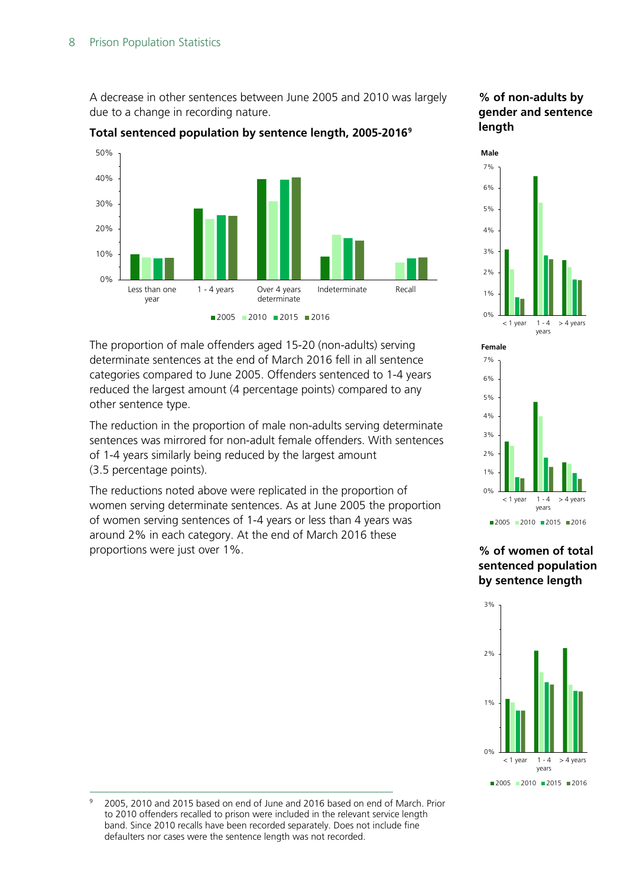A decrease in other sentences between June 2005 and 2010 was largely due to a change in recording nature.

**Total sentenced population by sentence length, 2005-2016**[9]

The proportion of male offenders aged 15-20 (non-adults) serving determinate sentences at the end of March 2016 fell in all sentence categories compared to June 2005. Offenders sentenced to 1-4 years reduced the largest amount (4 percentage points) compared to any other sentence type.

The reduction in the proportion of male non-adults serving determinate sentences was mirrored for non-adult female offenders. With sentences of 1-4 years similarly being reduced by the largest amount (3.5 percentage points).

The reductions noted above were replicated in the proportion of women serving determinate sentences. As at June 2005 the proportion of women serving sentences of 1-4 years or less than 4 years was around 2% in each category. At the end of March 2016 these proportions were just over 1%.

**% of non-adults by gender and sentence length**

**% of women of total sentenced population by sentence length**

[9] 2005, 2010 and 2015 based on end of June and 2016 based on end of March. Prior to 2010 offenders recalled to prison were included in the relevant service length band. Since 2010 recalls have been recorded separately. Does not include fine defaulters nor cases were the sentence length was not recorded.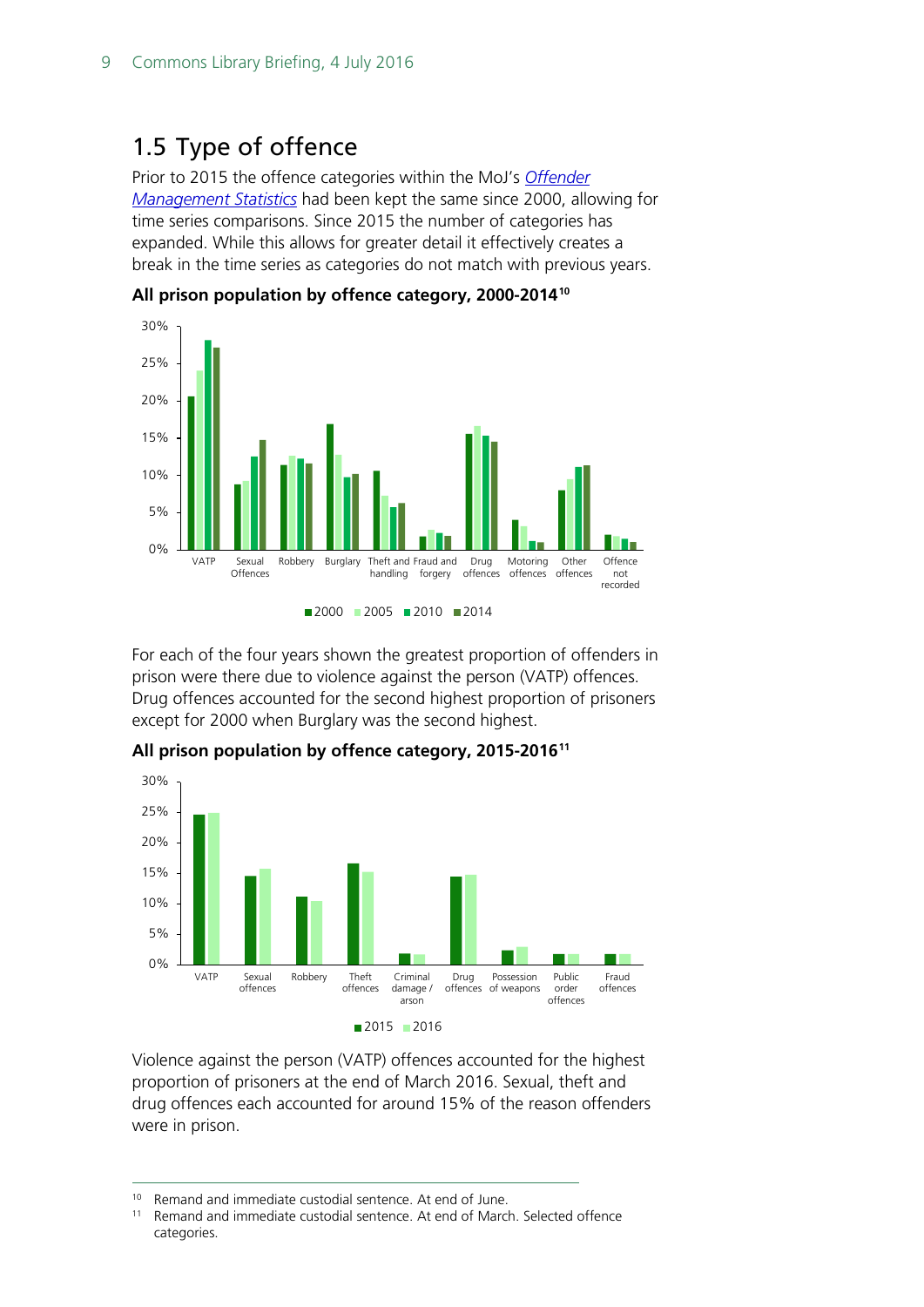## 1.5 Type of offence

Prior to 2015 the offence categories within the MoJ's *Offender Management Statistics* had been kept the same since 2000, allowing for time series comparisons. Since 2015 the number of categories has expanded. While this allows for greater detail it effectively creates a break in the time series as categories do not match with previous years.

**All prison population by offence category, 2000-2014**[10]

For each of the four years shown the greatest proportion of offenders in prison were there due to violence against the person (VATP) offences. Drug offences accounted for the second highest proportion of prisoners except for 2000 when Burglary was the second highest.

**All prison population by offence category, 2015-2016**[11]

Violence against the person (VATP) offences accounted for the highest proportion of prisoners at the end of March 2016. Sexual, theft and drug offences each accounted for around 15% of the reason offenders were in prison.

---

[10] Remand and immediate custodial sentence. At end of June.

[11] Remand and immediate custodial sentence. At end of March. Selected offence categories.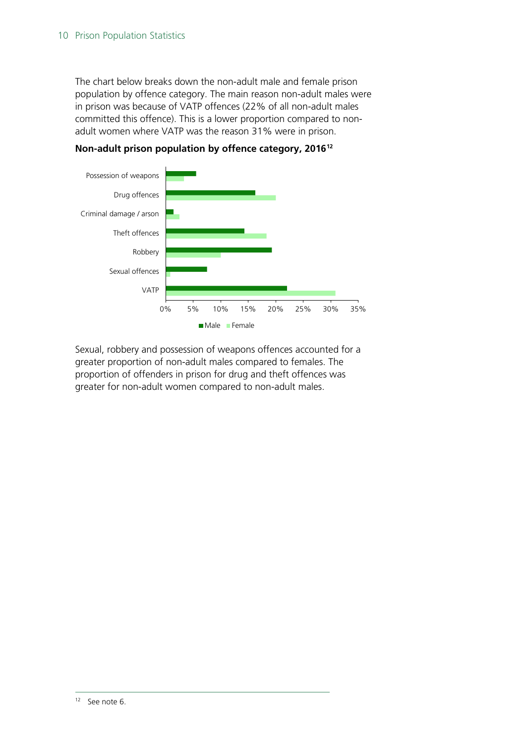The chart below breaks down the non-adult male and female prison population by offence category. The main reason non-adult males were in prison was because of VATP offences (22% of all non-adult males committed this offence). This is a lower proportion compared to non-adult women where VATP was the reason 31% were in prison.

**Non-adult prison population by offence category, 2016**[12]

Sexual, robbery and possession of weapons offences accounted for a greater proportion of non-adult males compared to females. The proportion of offenders in prison for drug and theft offences was greater for non-adult women compared to non-adult males.

[12] See note 6.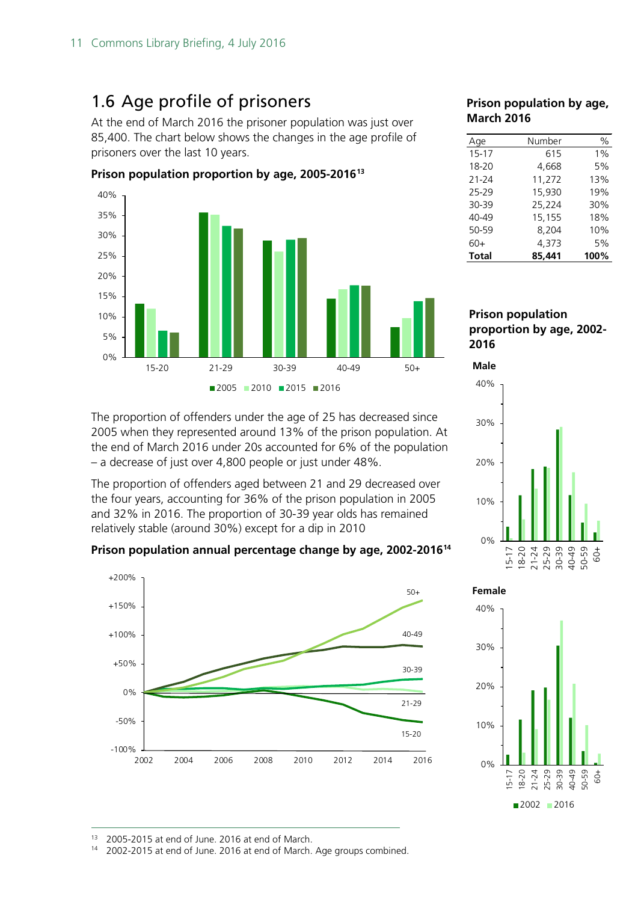## 1.6 Age profile of prisoners

At the end of March 2016 the prisoner population was just over 85,400. The chart below shows the changes in the age profile of prisoners over the last 10 years.

**Prison population proportion by age, 2005-2016**[13]

The proportion of offenders under the age of 25 has decreased since 2005 when they represented around 13% of the prison population. At the end of March 2016 under 20s accounted for 6% of the population – a decrease of just over 4,800 people or just under 48%.

The proportion of offenders aged between 21 and 29 decreased over the four years, accounting for 36% of the prison population in 2005 and 32% in 2016. The proportion of 30-39 year olds has remained relatively stable (around 30%) except for a dip in 2010

**Prison population annual percentage change by age, 2002-2016**[14]

**Prison population by age, March 2016**

| Age | Number | % |
|---|---|---|
| 15-17 | 615 | 1% |
| 18-20 | 4,668 | 5% |
| 21-24 | 11,272 | 13% |
| 25-29 | 15,930 | 19% |
| 30-39 | 25,224 | 30% |
| 40-49 | 15,155 | 18% |
| 50-59 | 8,204 | 10% |
| 60+ | 4,373 | 5% |
| **Total** | **85,441** | **100%** |

**Prison population proportion by age, 2002-2016**

**Male**

**Female**

---

[13] 2005-2015 at end of June. 2016 at end of March.

[14] 2002-2015 at end of June. 2016 at end of March. Age groups combined.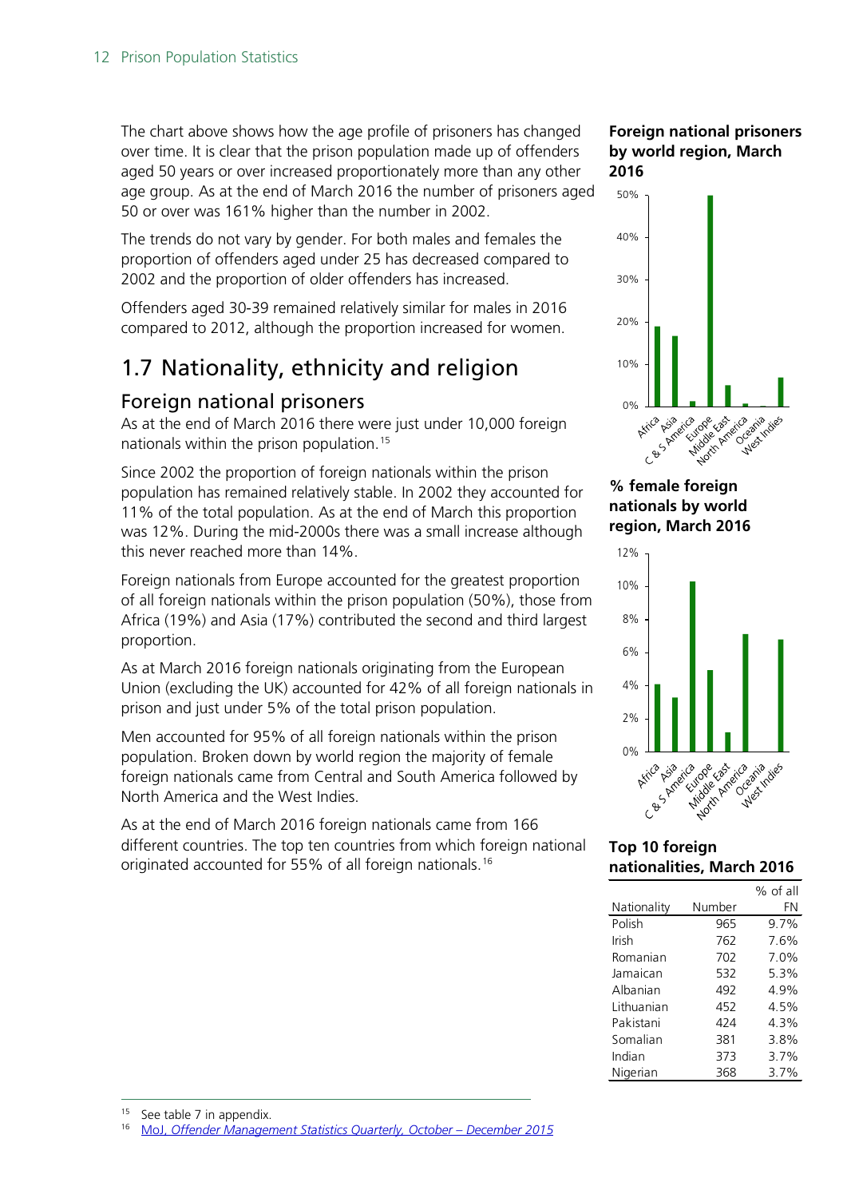The chart above shows how the age profile of prisoners has changed over time. It is clear that the prison population made up of offenders aged 50 years or over increased proportionately more than any other age group. As at the end of March 2016 the number of prisoners aged 50 or over was 161% higher than the number in 2002.

The trends do not vary by gender. For both males and females the proportion of offenders aged under 25 has decreased compared to 2002 and the proportion of older offenders has increased.

Offenders aged 30-39 remained relatively similar for males in 2016 compared to 2012, although the proportion increased for women.

## 1.7 Nationality, ethnicity and religion

### Foreign national prisoners

As at the end of March 2016 there were just under 10,000 foreign nationals within the prison population.[15]

Since 2002 the proportion of foreign nationals within the prison population has remained relatively stable. In 2002 they accounted for 11% of the total population. As at the end of March this proportion was 12%. During the mid-2000s there was a small increase although this never reached more than 14%.

Foreign nationals from Europe accounted for the greatest proportion of all foreign nationals within the prison population (50%), those from Africa (19%) and Asia (17%) contributed the second and third largest proportion.

As at March 2016 foreign nationals originating from the European Union (excluding the UK) accounted for 42% of all foreign nationals in prison and just under 5% of the total prison population.

Men accounted for 95% of all foreign nationals within the prison population. Broken down by world region the majority of female foreign nationals came from Central and South America followed by North America and the West Indies.

As at the end of March 2016 foreign nationals came from 166 different countries. The top ten countries from which foreign national originated accounted for 55% of all foreign nationals.[16]

**Foreign national prisoners by world region, March 2016**

**% female foreign nationals by world region, March 2016**

**Top 10 foreign nationalities, March 2016**

| Nationality | Number | % of all FN |
|---|---|---|
| Polish | 965 | 9.7% |
| Irish | 762 | 7.6% |
| Romanian | 702 | 7.0% |
| Jamaican | 532 | 5.3% |
| Albanian | 492 | 4.9% |
| Lithuanian | 452 | 4.5% |
| Pakistani | 424 | 4.3% |
| Somalian | 381 | 3.8% |
| Indian | 373 | 3.7% |
| Nigerian | 368 | 3.7% |

[15] See table 7 in appendix.

[16] MoJ, *Offender Management Statistics Quarterly, October – December 2015*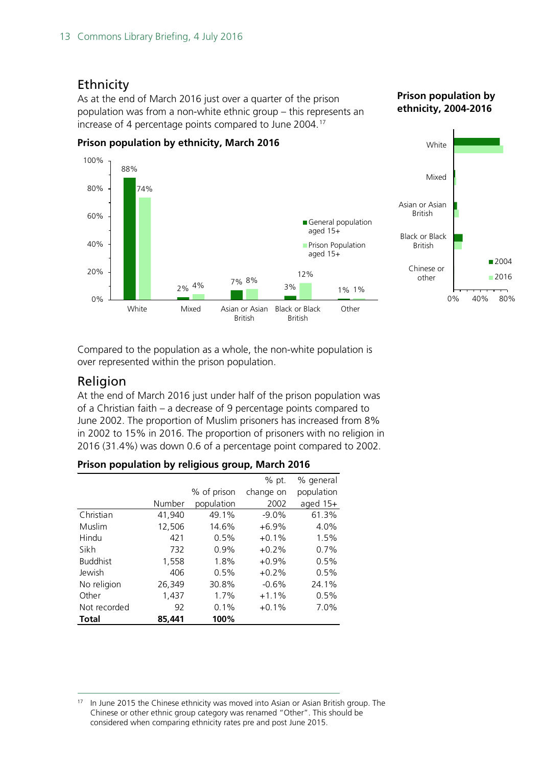## Ethnicity

As at the end of March 2016 just over a quarter of the prison population was from a non-white ethnic group – this represents an increase of 4 percentage points compared to June 2004.[17]

**Prison population by ethnicity, March 2016**

| | General population aged 15+ | Prison Population aged 15+ |
|---|---|---|
| White | 88% | 74% |
| Mixed | 2% | 4% |
| Asian or Asian British | 7% | 8% |
| Black or Black British | 3% | 12% |
| Other | 1% | 1% |

**Prison population by ethnicity, 2004-2016**

Compared to the population as a whole, the non-white population is over represented within the prison population.

## Religion

At the end of March 2016 just under half of the prison population was of a Christian faith – a decrease of 9 percentage points compared to June 2002. The proportion of Muslim prisoners has increased from 8% in 2002 to 15% in 2016. The proportion of prisoners with no religion in 2016 (31.4%) was down 0.6 of a percentage point compared to 2002.

**Prison population by religious group, March 2016**

| | Number | % of prison population | % pt. change on 2002 | % general population aged 15+ |
|---|---|---|---|---|
| Christian | 41,940 | 49.1% | -9.0% | 61.3% |
| Muslim | 12,506 | 14.6% | +6.9% | 4.0% |
| Hindu | 421 | 0.5% | +0.1% | 1.5% |
| Sikh | 732 | 0.9% | +0.2% | 0.7% |
| Buddhist | 1,558 | 1.8% | +0.9% | 0.5% |
| Jewish | 406 | 0.5% | +0.2% | 0.5% |
| No religion | 26,349 | 30.8% | -0.6% | 24.1% |
| Other | 1,437 | 1.7% | +1.1% | 0.5% |
| Not recorded | 92 | 0.1% | +0.1% | 7.0% |
| **Total** | **85,441** | **100%** | | |

[17] In June 2015 the Chinese ethnicity was moved into Asian or Asian British group. The Chinese or other ethnic group category was renamed "Other". This should be considered when comparing ethnicity rates pre and post June 2015.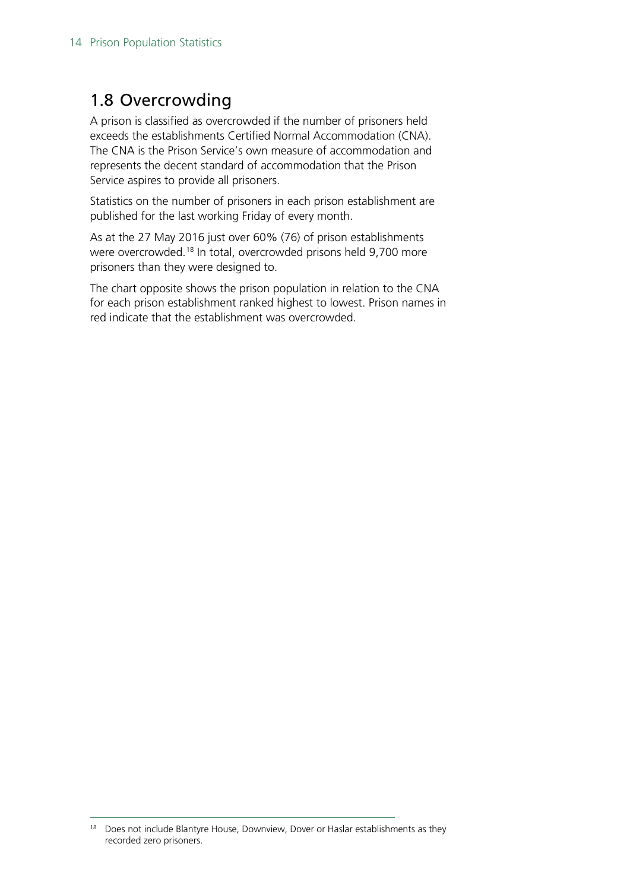## 1.8 Overcrowding

A prison is classified as overcrowded if the number of prisoners held exceeds the establishments Certified Normal Accommodation (CNA). The CNA is the Prison Service's own measure of accommodation and represents the decent standard of accommodation that the Prison Service aspires to provide all prisoners.

Statistics on the number of prisoners in each prison establishment are published for the last working Friday of every month.

As at the 27 May 2016 just over 60% (76) of prison establishments were overcrowded.[18] In total, overcrowded prisons held 9,700 more prisoners than they were designed to.

The chart opposite shows the prison population in relation to the CNA for each prison establishment ranked highest to lowest. Prison names in red indicate that the establishment was overcrowded.

[18] Does not include Blantyre House, Downview, Dover or Haslar establishments as they recorded zero prisoners.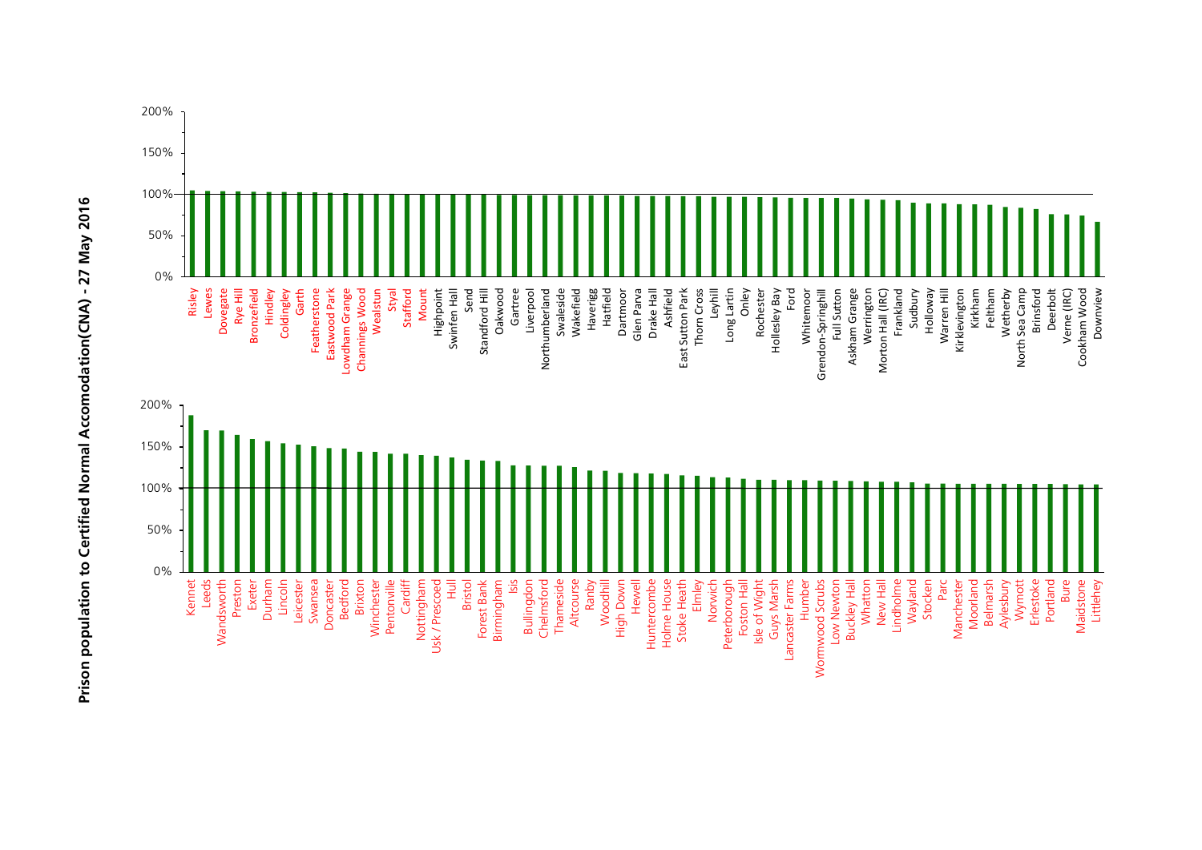**Prison population to Certified Normal Accomodation(CNA) - 27 May 2016**

| Prison | Prison |
| --- | --- |
| Risley | Kennet |
| Lewes | Leeds |
| Dovegate | Wandsworth |
| Rye Hill | Preston |
| Bronzefield | Exeter |
| Hindley | Durham |
| Coldingley | Lincoln |
| Garth | Leicester |
| Featherstone | Swansea |
| Eastwood Park | Doncaster |
| Lowdham Grange | Bedford |
| Channings Wood | Brixton |
| Wealstun | Winchester |
| Styal | Pentonville |
| Stafford | Cardiff |
| Mount | Nottingham |
| Highpoint | Usk / Prescoed |
| Swinfen Hall | Hull |
| Send | Bristol |
| Standford Hill | Forest Bank |
| Oakwood | Birmingham |
| Gartree | Isis |
| Liverpool | Bullingdon |
| Northumberland | Chelmsford |
| Swaleside | Thameside |
| Wakefield | Altcourse |
| Haverigg | Ranby |
| Hatfield | Woodhill |
| Dartmoor | High Down |
| Glen Parva | Hewell |
| Drake Hall | Huntercombe |
| Ashfield | Holme House |
| East Sutton Park | Stoke Heath |
| Thorn Cross | Elmley |
| Leyhill | Norwich |
| Long Lartin | Peterborough |
| Onley | Foston Hall |
| Rochester | Isle of Wight |
| Hollesley Bay | Guys Marsh |
| Ford | Lancaster Farms |
| Whitemoor | Humber |
| Grendon-Springhill | Wormwood Scrubs |
| Full Sutton | Low Newton |
| Askham Grange | Buckley Hall |
| Werrington | Whatton |
| Morton Hall (IRC) | New Hall |
| Frankland | Lindholme |
| Sudbury | Wayland |
| Holloway | Stocken |
| Warren Hill | Parc |
| Kirklevington | Manchester |
| Kirkham | Moorland |
| Feltham | Belmarsh |
| Wetherby | Aylesbury |
| North Sea Camp | Wymott |
| Brinsford | Erlestoke |
| Deerbolt | Portland |
| Verne (IRC) | Bure |
| Cookham Wood | Maidstone |
| Downview | Littlehey |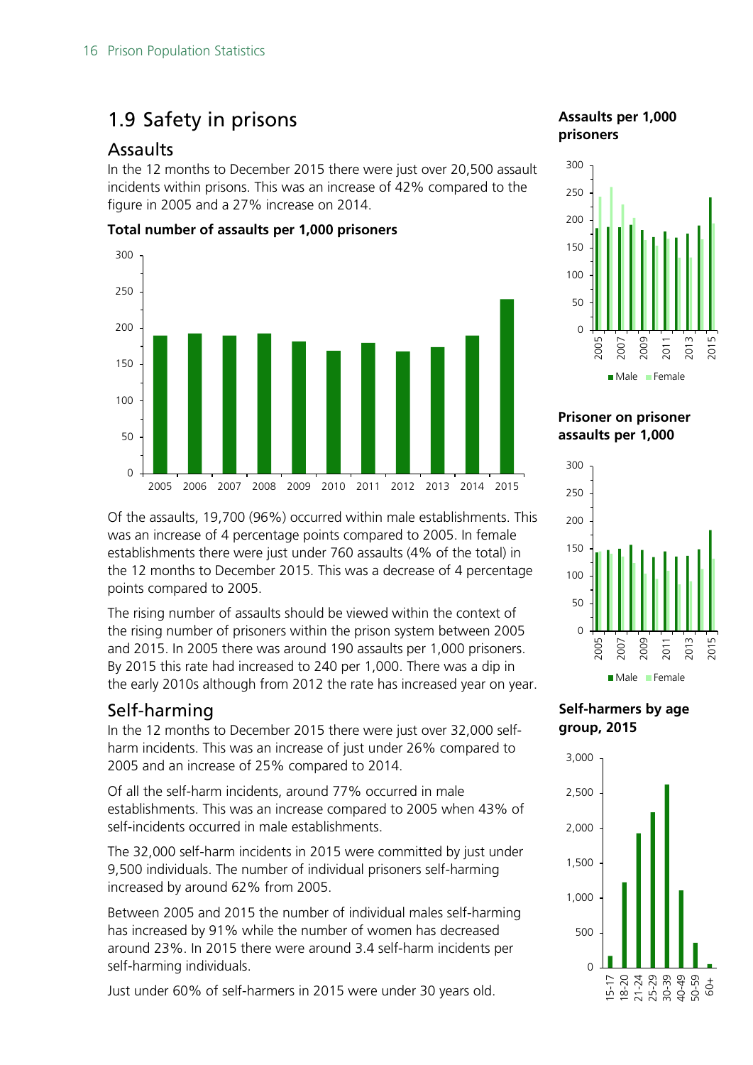# 1.9 Safety in prisons

## Assaults

In the 12 months to December 2015 there were just over 20,500 assault incidents within prisons. This was an increase of 42% compared to the figure in 2005 and a 27% increase on 2014.

**Total number of assaults per 1,000 prisoners**

Of the assaults, 19,700 (96%) occurred within male establishments. This was an increase of 4 percentage points compared to 2005. In female establishments there were just under 760 assaults (4% of the total) in the 12 months to December 2015. This was a decrease of 4 percentage points compared to 2005.

The rising number of assaults should be viewed within the context of the rising number of prisoners within the prison system between 2005 and 2015. In 2005 there was around 190 assaults per 1,000 prisoners. By 2015 this rate had increased to 240 per 1,000. There was a dip in the early 2010s although from 2012 the rate has increased year on year.

**Assaults per 1,000 prisoners**

**Prisoner on prisoner assaults per 1,000**

## Self-harming

In the 12 months to December 2015 there were just over 32,000 self-harm incidents. This was an increase of just under 26% compared to 2005 and an increase of 25% compared to 2014.

Of all the self-harm incidents, around 77% occurred in male establishments. This was an increase compared to 2005 when 43% of self-incidents occurred in male establishments.

The 32,000 self-harm incidents in 2015 were committed by just under 9,500 individuals. The number of individual prisoners self-harming increased by around 62% from 2005.

Between 2005 and 2015 the number of individual males self-harming has increased by 91% while the number of women has decreased around 23%. In 2015 there were around 3.4 self-harm incidents per self-harming individuals.

Just under 60% of self-harmers in 2015 were under 30 years old.

**Self-harmers by age group, 2015**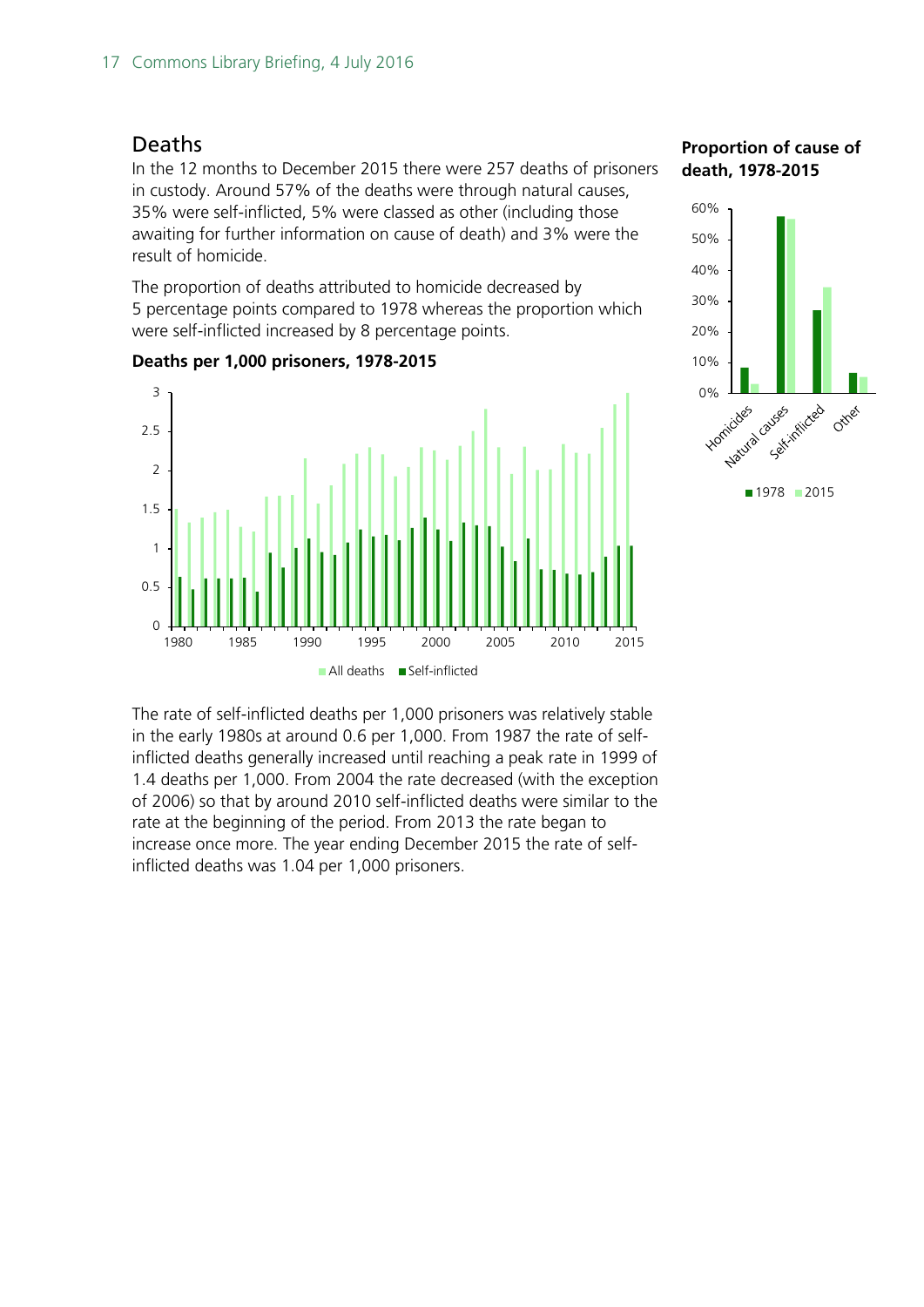## Deaths

In the 12 months to December 2015 there were 257 deaths of prisoners in custody. Around 57% of the deaths were through natural causes, 35% were self-inflicted, 5% were classed as other (including those awaiting for further information on cause of death) and 3% were the result of homicide.

The proportion of deaths attributed to homicide decreased by 5 percentage points compared to 1978 whereas the proportion which were self-inflicted increased by 8 percentage points.

**Proportion of cause of death, 1978-2015**

**Deaths per 1,000 prisoners, 1978-2015**

The rate of self-inflicted deaths per 1,000 prisoners was relatively stable in the early 1980s at around 0.6 per 1,000. From 1987 the rate of self-inflicted deaths generally increased until reaching a peak rate in 1999 of 1.4 deaths per 1,000. From 2004 the rate decreased (with the exception of 2006) so that by around 2010 self-inflicted deaths were similar to the rate at the beginning of the period. From 2013 the rate began to increase once more. The year ending December 2015 the rate of self-inflicted deaths was 1.04 per 1,000 prisoners.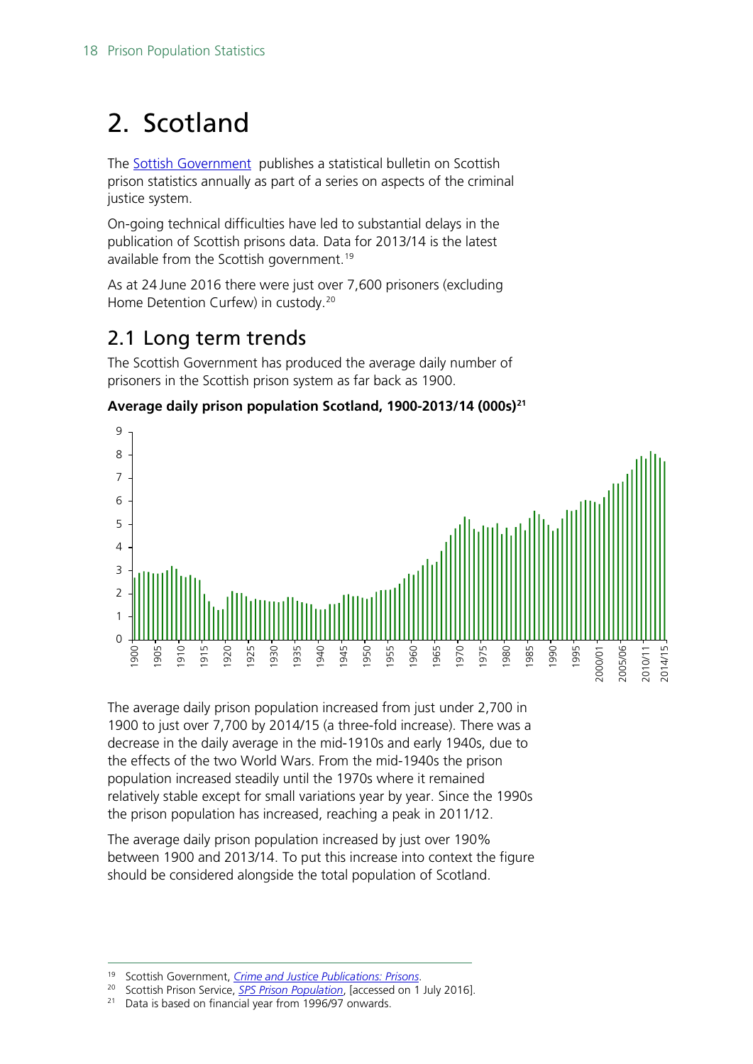# 2. Scotland

The [Sottish Government](#) publishes a statistical bulletin on Scottish prison statistics annually as part of a series on aspects of the criminal justice system.

On-going technical difficulties have led to substantial delays in the publication of Scottish prisons data. Data for 2013/14 is the latest available from the Scottish government.[19]

As at 24 June 2016 there were just over 7,600 prisoners (excluding Home Detention Curfew) in custody.[20]

## 2.1 Long term trends

The Scottish Government has produced the average daily number of prisoners in the Scottish prison system as far back as 1900.

**Average daily prison population Scotland, 1900-2013/14 (000s)[21]**

The average daily prison population increased from just under 2,700 in 1900 to just over 7,700 by 2014/15 (a three-fold increase). There was a decrease in the daily average in the mid-1910s and early 1940s, due to the effects of the two World Wars. From the mid-1940s the prison population increased steadily until the 1970s where it remained relatively stable except for small variations year by year. Since the 1990s the prison population has increased, reaching a peak in 2011/12.

The average daily prison population increased by just over 190% between 1900 and 2013/14. To put this increase into context the figure should be considered alongside the total population of Scotland.

---

[19] Scottish Government, *Crime and Justice Publications: Prisons*.

[20] Scottish Prison Service, *SPS Prison Population*, [accessed on 1 July 2016].

[21] Data is based on financial year from 1996/97 onwards.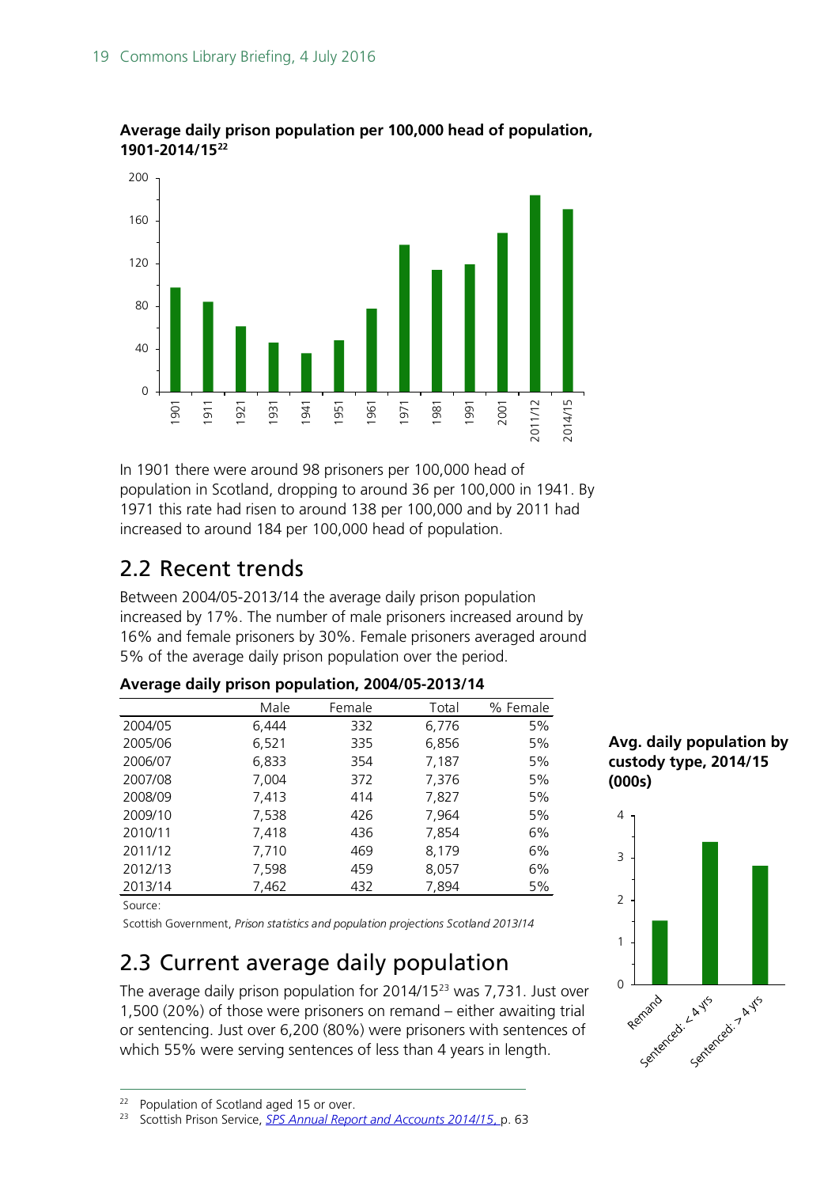**Average daily prison population per 100,000 head of population, 1901-2014/15**[22]

In 1901 there were around 98 prisoners per 100,000 head of population in Scotland, dropping to around 36 per 100,000 in 1941. By 1971 this rate had risen to around 138 per 100,000 and by 2011 had increased to around 184 per 100,000 head of population.

## 2.2 Recent trends

Between 2004/05-2013/14 the average daily prison population increased by 17%. The number of male prisoners increased around by 16% and female prisoners by 30%. Female prisoners averaged around 5% of the average daily prison population over the period.

**Average daily prison population, 2004/05-2013/14**

| | Male | Female | Total | % Female |
|---|---|---|---|---|
| 2004/05 | 6,444 | 332 | 6,776 | 5% |
| 2005/06 | 6,521 | 335 | 6,856 | 5% |
| 2006/07 | 6,833 | 354 | 7,187 | 5% |
| 2007/08 | 7,004 | 372 | 7,376 | 5% |
| 2008/09 | 7,413 | 414 | 7,827 | 5% |
| 2009/10 | 7,538 | 426 | 7,964 | 5% |
| 2010/11 | 7,418 | 436 | 7,854 | 6% |
| 2011/12 | 7,710 | 469 | 8,179 | 6% |
| 2012/13 | 7,598 | 459 | 8,057 | 6% |
| 2013/14 | 7,462 | 432 | 7,894 | 5% |

Source:

Scottish Government, *Prison statistics and population projections Scotland 2013/14*

## 2.3 Current average daily population

The average daily prison population for 2014/15[23] was 7,731. Just over 1,500 (20%) of those were prisoners on remand – either awaiting trial or sentencing. Just over 6,200 (80%) were prisoners with sentences of which 55% were serving sentences of less than 4 years in length.

**Avg. daily population by custody type, 2014/15 (000s)**

[22] Population of Scotland aged 15 or over.

[23] Scottish Prison Service, *SPS Annual Report and Accounts 2014/15*, p. 63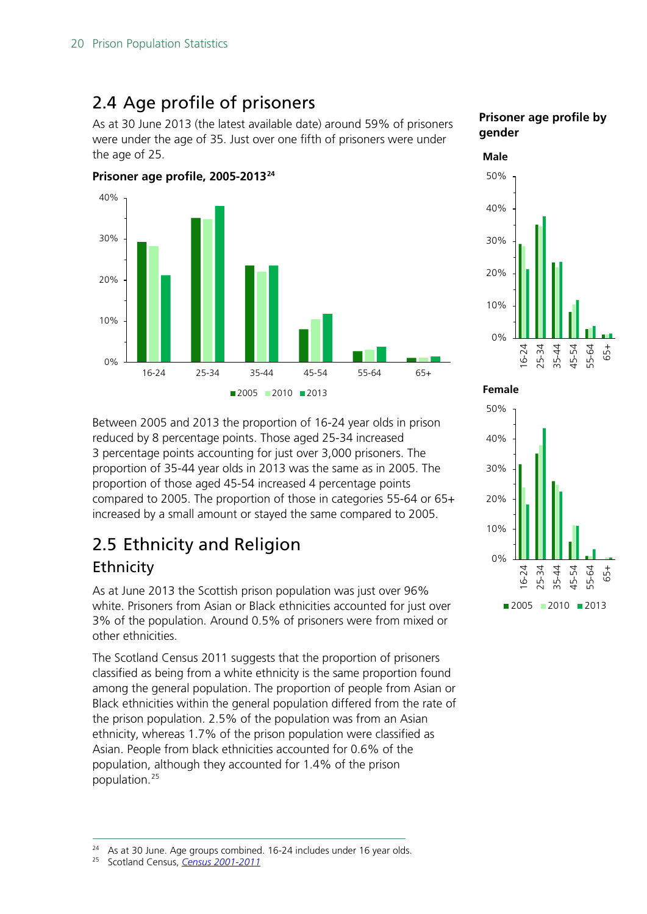## 2.4 Age profile of prisoners

As at 30 June 2013 (the latest available date) around 59% of prisoners were under the age of 35. Just over one fifth of prisoners were under the age of 25.

**Prisoner age profile, 2005-2013**[24]

**Prisoner age profile by gender**

Between 2005 and 2013 the proportion of 16-24 year olds in prison reduced by 8 percentage points. Those aged 25-34 increased 3 percentage points accounting for just over 3,000 prisoners. The proportion of 35-44 year olds in 2013 was the same as in 2005. The proportion of those aged 45-54 increased 4 percentage points compared to 2005. The proportion of those in categories 55-64 or 65+ increased by a small amount or stayed the same compared to 2005.

## 2.5 Ethnicity and Religion

### Ethnicity

As at June 2013 the Scottish prison population was just over 96% white. Prisoners from Asian or Black ethnicities accounted for just over 3% of the population. Around 0.5% of prisoners were from mixed or other ethnicities.

The Scotland Census 2011 suggests that the proportion of prisoners classified as being from a white ethnicity is the same proportion found among the general population. The proportion of people from Asian or Black ethnicities within the general population differed from the rate of the prison population. 2.5% of the population was from an Asian ethnicity, whereas 1.7% of the prison population were classified as Asian. People from black ethnicities accounted for 0.6% of the population, although they accounted for 1.4% of the prison population.[25]

---

[24] As at 30 June. Age groups combined. 16-24 includes under 16 year olds.

[25] Scotland Census, *Census 2001-2011*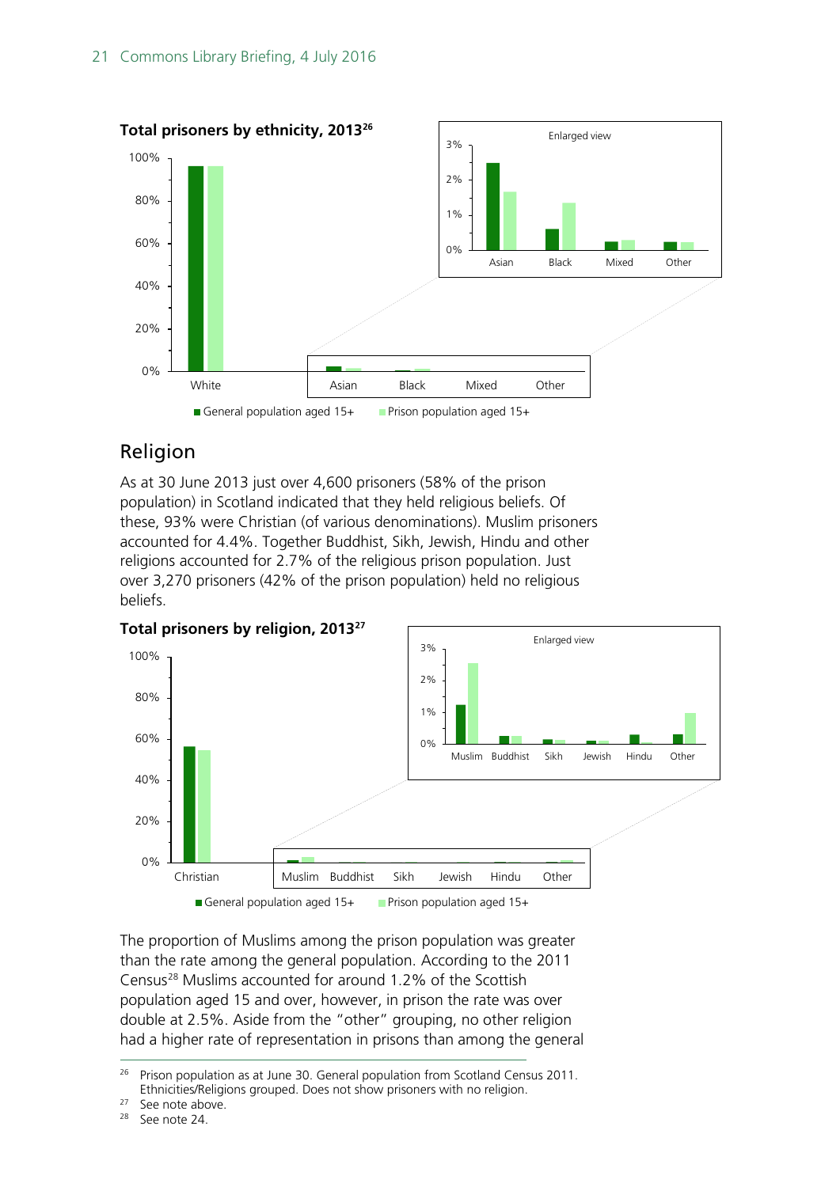**Total prisoners by ethnicity, 2013**[26]

Enlarged view

White | Asian | Black | Mixed | Other

■ General population aged 15+ ■ Prison population aged 15+

## Religion

As at 30 June 2013 just over 4,600 prisoners (58% of the prison population) in Scotland indicated that they held religious beliefs. Of these, 93% were Christian (of various denominations). Muslim prisoners accounted for 4.4%. Together Buddhist, Sikh, Jewish, Hindu and other religions accounted for 2.7% of the religious prison population. Just over 3,270 prisoners (42% of the prison population) held no religious beliefs.

**Total prisoners by religion, 2013**[27]

Enlarged view

Christian | Muslim | Buddhist | Sikh | Jewish | Hindu | Other

■ General population aged 15+ ■ Prison population aged 15+

The proportion of Muslims among the prison population was greater than the rate among the general population. According to the 2011 Census[28] Muslims accounted for around 1.2% of the Scottish population aged 15 and over, however, in prison the rate was over double at 2.5%. Aside from the "other" grouping, no other religion had a higher rate of representation in prisons than among the general

---

[26] Prison population as at June 30. General population from Scotland Census 2011. Ethnicities/Religions grouped. Does not show prisoners with no religion.

[27] See note above.

[28] See note 24.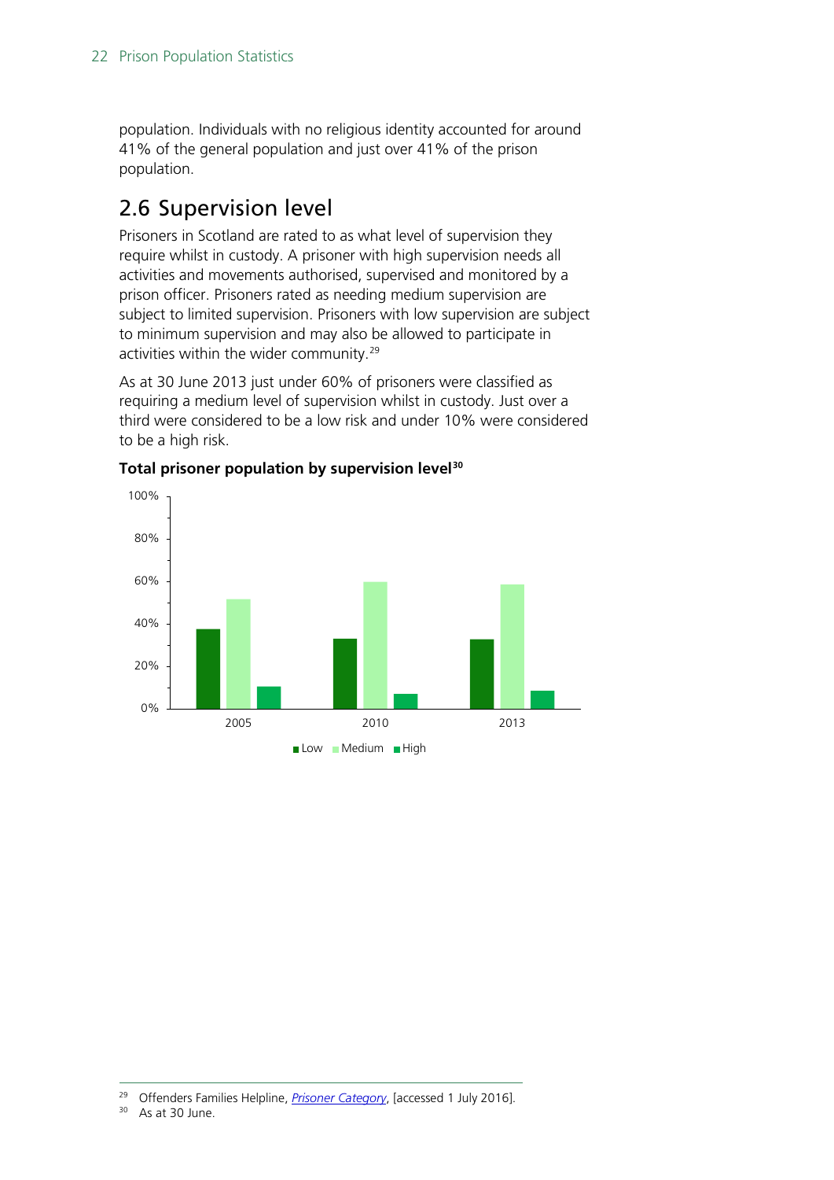population. Individuals with no religious identity accounted for around 41% of the general population and just over 41% of the prison population.

## 2.6 Supervision level

Prisoners in Scotland are rated to as what level of supervision they require whilst in custody. A prisoner with high supervision needs all activities and movements authorised, supervised and monitored by a prison officer. Prisoners rated as needing medium supervision are subject to limited supervision. Prisoners with low supervision are subject to minimum supervision and may also be allowed to participate in activities within the wider community.[29]

As at 30 June 2013 just under 60% of prisoners were classified as requiring a medium level of supervision whilst in custody. Just over a third were considered to be a low risk and under 10% were considered to be a high risk.

**Total prisoner population by supervision level[30]**

[29] Offenders Families Helpline, *Prisoner Category*, [accessed 1 July 2016].

[30] As at 30 June.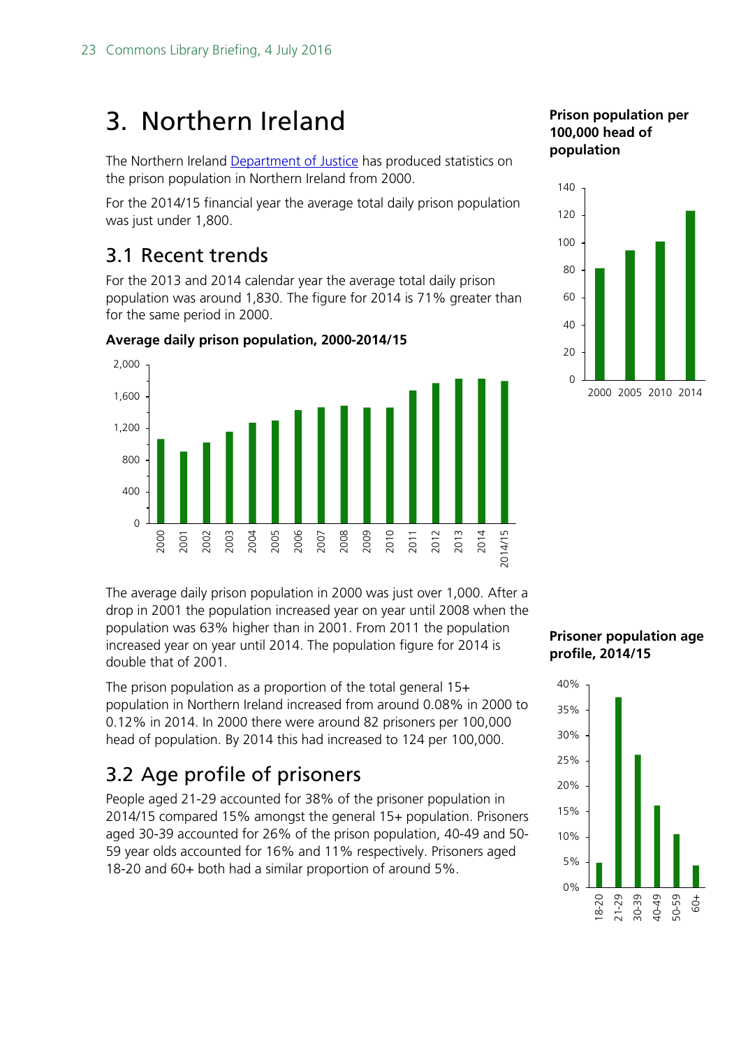# 3. Northern Ireland

The Northern Ireland Department of Justice has produced statistics on the prison population in Northern Ireland from 2000.

For the 2014/15 financial year the average total daily prison population was just under 1,800.

## 3.1 Recent trends

For the 2013 and 2014 calendar year the average total daily prison population was around 1,830. The figure for 2014 is 71% greater than for the same period in 2000.

**Average daily prison population, 2000-2014/15**

The average daily prison population in 2000 was just over 1,000. After a drop in 2001 the population increased year on year until 2008 when the population was 63% higher than in 2001. From 2011 the population increased year on year until 2014. The population figure for 2014 is double that of 2001.

The prison population as a proportion of the total general 15+ population in Northern Ireland increased from around 0.08% in 2000 to 0.12% in 2014. In 2000 there were around 82 prisoners per 100,000 head of population. By 2014 this had increased to 124 per 100,000.

**Prison population per 100,000 head of population**

## 3.2 Age profile of prisoners

People aged 21-29 accounted for 38% of the prisoner population in 2014/15 compared 15% amongst the general 15+ population. Prisoners aged 30-39 accounted for 26% of the prison population, 40-49 and 50-59 year olds accounted for 16% and 11% respectively. Prisoners aged 18-20 and 60+ both had a similar proportion of around 5%.

**Prisoner population age profile, 2014/15**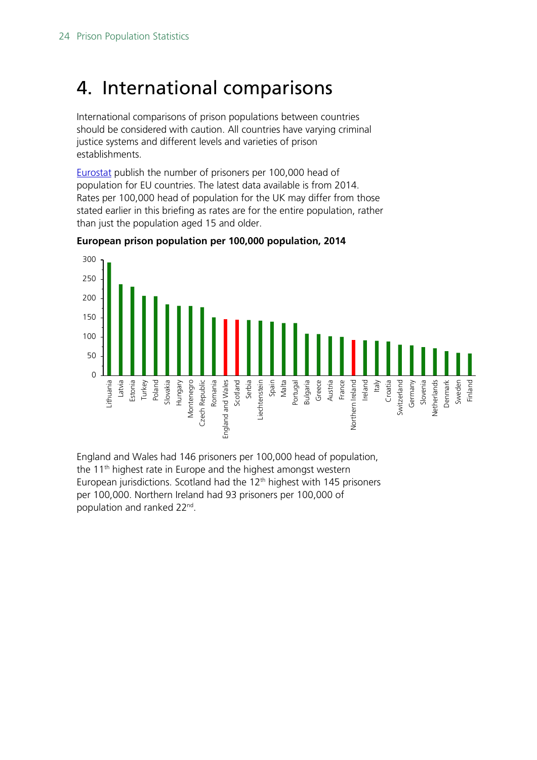# 4. International comparisons

International comparisons of prison populations between countries should be considered with caution. All countries have varying criminal justice systems and different levels and varieties of prison establishments.

Eurostat publish the number of prisoners per 100,000 head of population for EU countries. The latest data available is from 2014. Rates per 100,000 head of population for the UK may differ from those stated earlier in this briefing as rates are for the entire population, rather than just the population aged 15 and older.

**European prison population per 100,000 population, 2014**

England and Wales had 146 prisoners per 100,000 head of population, the 11th highest rate in Europe and the highest amongst western European jurisdictions. Scotland had the 12th highest with 145 prisoners per 100,000. Northern Ireland had 93 prisoners per 100,000 of population and ranked 22nd.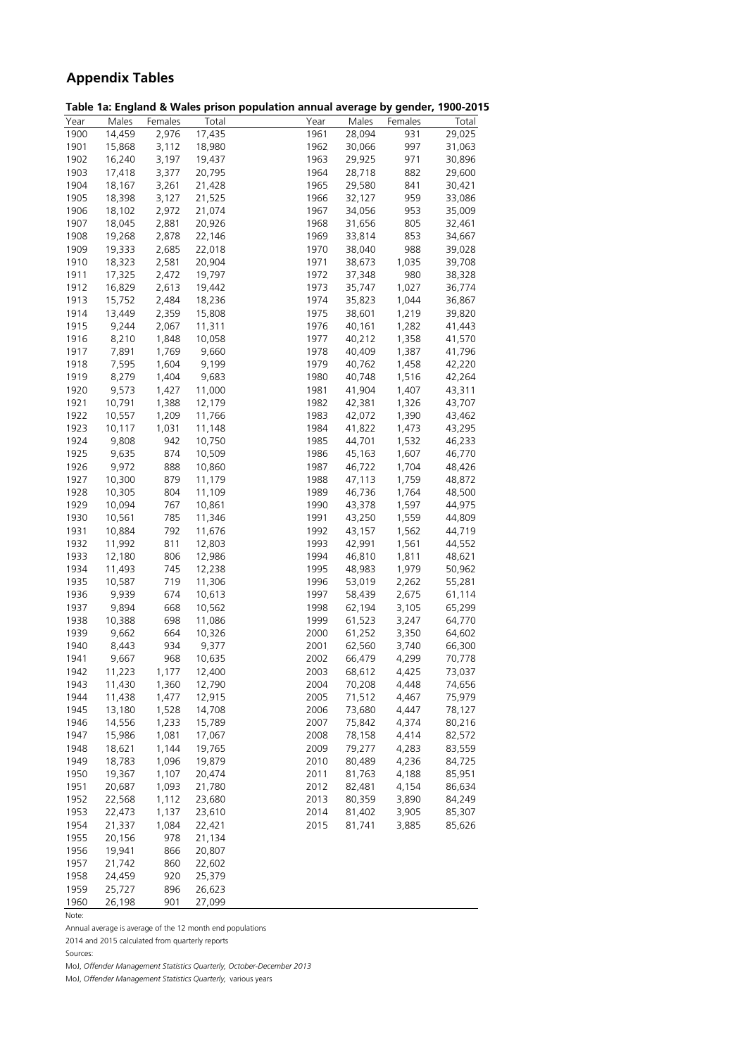## Appendix Tables

**Table 1a: England & Wales prison population annual average by gender, 1900-2015**

| Year | Males | Females | Total | Year | Males | Females | Total |
|---|---|---|---|---|---|---|---|
| 1900 | 14,459 | 2,976 | 17,435 | 1961 | 28,094 | 931 | 29,025 |
| 1901 | 15,868 | 3,112 | 18,980 | 1962 | 30,066 | 997 | 31,063 |
| 1902 | 16,240 | 3,197 | 19,437 | 1963 | 29,925 | 971 | 30,896 |
| 1903 | 17,418 | 3,377 | 20,795 | 1964 | 28,718 | 882 | 29,600 |
| 1904 | 18,167 | 3,261 | 21,428 | 1965 | 29,580 | 841 | 30,421 |
| 1905 | 18,398 | 3,127 | 21,525 | 1966 | 32,127 | 959 | 33,086 |
| 1906 | 18,102 | 2,972 | 21,074 | 1967 | 34,056 | 953 | 35,009 |
| 1907 | 18,045 | 2,881 | 20,926 | 1968 | 31,656 | 805 | 32,461 |
| 1908 | 19,268 | 2,878 | 22,146 | 1969 | 33,814 | 853 | 34,667 |
| 1909 | 19,333 | 2,685 | 22,018 | 1970 | 38,040 | 988 | 39,028 |
| 1910 | 18,323 | 2,581 | 20,904 | 1971 | 38,673 | 1,035 | 39,708 |
| 1911 | 17,325 | 2,472 | 19,797 | 1972 | 37,348 | 980 | 38,328 |
| 1912 | 16,829 | 2,613 | 19,442 | 1973 | 35,747 | 1,027 | 36,774 |
| 1913 | 15,752 | 2,484 | 18,236 | 1974 | 35,823 | 1,044 | 36,867 |
| 1914 | 13,449 | 2,359 | 15,808 | 1975 | 38,601 | 1,219 | 39,820 |
| 1915 | 9,244 | 2,067 | 11,311 | 1976 | 40,161 | 1,282 | 41,443 |
| 1916 | 8,210 | 1,848 | 10,058 | 1977 | 40,212 | 1,358 | 41,570 |
| 1917 | 7,891 | 1,769 | 9,660 | 1978 | 40,409 | 1,387 | 41,796 |
| 1918 | 7,595 | 1,604 | 9,199 | 1979 | 40,762 | 1,458 | 42,220 |
| 1919 | 8,279 | 1,404 | 9,683 | 1980 | 40,748 | 1,516 | 42,264 |
| 1920 | 9,573 | 1,427 | 11,000 | 1981 | 41,904 | 1,407 | 43,311 |
| 1921 | 10,791 | 1,388 | 12,179 | 1982 | 42,381 | 1,326 | 43,707 |
| 1922 | 10,557 | 1,209 | 11,766 | 1983 | 42,072 | 1,390 | 43,462 |
| 1923 | 10,117 | 1,031 | 11,148 | 1984 | 41,822 | 1,473 | 43,295 |
| 1924 | 9,808 | 942 | 10,750 | 1985 | 44,701 | 1,532 | 46,233 |
| 1925 | 9,635 | 874 | 10,509 | 1986 | 45,163 | 1,607 | 46,770 |
| 1926 | 9,972 | 888 | 10,860 | 1987 | 46,722 | 1,704 | 48,426 |
| 1927 | 10,300 | 879 | 11,179 | 1988 | 47,113 | 1,759 | 48,872 |
| 1928 | 10,305 | 804 | 11,109 | 1989 | 46,736 | 1,764 | 48,500 |
| 1929 | 10,094 | 767 | 10,861 | 1990 | 43,378 | 1,597 | 44,975 |
| 1930 | 10,561 | 785 | 11,346 | 1991 | 43,250 | 1,559 | 44,809 |
| 1931 | 10,884 | 792 | 11,676 | 1992 | 43,157 | 1,562 | 44,719 |
| 1932 | 11,992 | 811 | 12,803 | 1993 | 42,991 | 1,561 | 44,552 |
| 1933 | 12,180 | 806 | 12,986 | 1994 | 46,810 | 1,811 | 48,621 |
| 1934 | 11,493 | 745 | 12,238 | 1995 | 48,983 | 1,979 | 50,962 |
| 1935 | 10,587 | 719 | 11,306 | 1996 | 53,019 | 2,262 | 55,281 |
| 1936 | 9,939 | 674 | 10,613 | 1997 | 58,439 | 2,675 | 61,114 |
| 1937 | 9,894 | 668 | 10,562 | 1998 | 62,194 | 3,105 | 65,299 |
| 1938 | 10,388 | 698 | 11,086 | 1999 | 61,523 | 3,247 | 64,770 |
| 1939 | 9,662 | 664 | 10,326 | 2000 | 61,252 | 3,350 | 64,602 |
| 1940 | 8,443 | 934 | 9,377 | 2001 | 62,560 | 3,740 | 66,300 |
| 1941 | 9,667 | 968 | 10,635 | 2002 | 66,479 | 4,299 | 70,778 |
| 1942 | 11,223 | 1,177 | 12,400 | 2003 | 68,612 | 4,425 | 73,037 |
| 1943 | 11,430 | 1,360 | 12,790 | 2004 | 70,208 | 4,448 | 74,656 |
| 1944 | 11,438 | 1,477 | 12,915 | 2005 | 71,512 | 4,467 | 75,979 |
| 1945 | 13,180 | 1,528 | 14,708 | 2006 | 73,680 | 4,447 | 78,127 |
| 1946 | 14,556 | 1,233 | 15,789 | 2007 | 75,842 | 4,374 | 80,216 |
| 1947 | 15,986 | 1,081 | 17,067 | 2008 | 78,158 | 4,414 | 82,572 |
| 1948 | 18,621 | 1,144 | 19,765 | 2009 | 79,277 | 4,283 | 83,559 |
| 1949 | 18,783 | 1,096 | 19,879 | 2010 | 80,489 | 4,236 | 84,725 |
| 1950 | 19,367 | 1,107 | 20,474 | 2011 | 81,763 | 4,188 | 85,951 |
| 1951 | 20,687 | 1,093 | 21,780 | 2012 | 82,481 | 4,154 | 86,634 |
| 1952 | 22,568 | 1,112 | 23,680 | 2013 | 80,359 | 3,890 | 84,249 |
| 1953 | 22,473 | 1,137 | 23,610 | 2014 | 81,402 | 3,905 | 85,307 |
| 1954 | 21,337 | 1,084 | 22,421 | 2015 | 81,741 | 3,885 | 85,626 |
| 1955 | 20,156 | 978 | 21,134 | | | | |
| 1956 | 19,941 | 866 | 20,807 | | | | |
| 1957 | 21,742 | 860 | 22,602 | | | | |
| 1958 | 24,459 | 920 | 25,379 | | | | |
| 1959 | 25,727 | 896 | 26,623 | | | | |
| 1960 | 26,198 | 901 | 27,099 | | | | |

Note:

Annual average is average of the 12 month end populations

2014 and 2015 calculated from quarterly reports

Sources:

MoJ, *Offender Management Statistics Quarterly, October-December 2013*

MoJ, *Offender Management Statistics Quarterly,* various years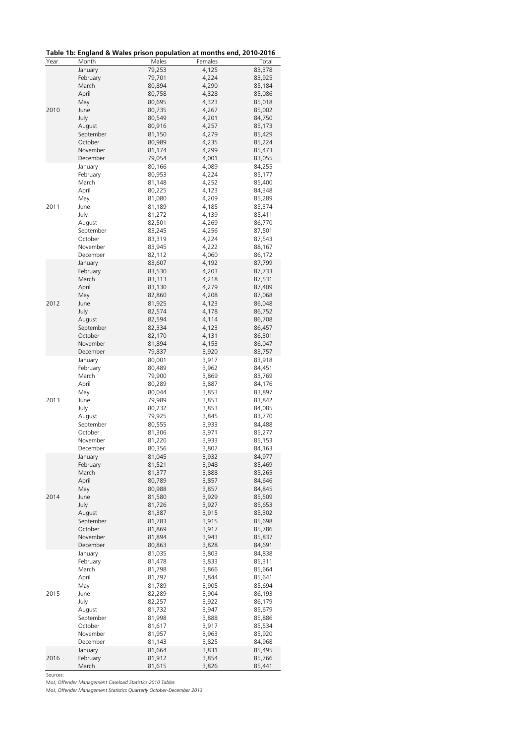**Table 1b: England & Wales prison population at months end, 2010-2016**

| Year | Month | Males | Females | Total |
|---|---|---|---|---|
| 2010 | January | 79,253 | 4,125 | 83,378 |
| | February | 79,701 | 4,224 | 83,925 |
| | March | 80,894 | 4,290 | 85,184 |
| | April | 80,758 | 4,328 | 85,086 |
| | May | 80,695 | 4,323 | 85,018 |
| | June | 80,735 | 4,267 | 85,002 |
| | July | 80,549 | 4,201 | 84,750 |
| | August | 80,916 | 4,257 | 85,173 |
| | September | 81,150 | 4,279 | 85,429 |
| | October | 80,989 | 4,235 | 85,224 |
| | November | 81,174 | 4,299 | 85,473 |
| | December | 79,054 | 4,001 | 83,055 |
| 2011 | January | 80,166 | 4,089 | 84,255 |
| | February | 80,953 | 4,224 | 85,177 |
| | March | 81,148 | 4,252 | 85,400 |
| | April | 80,225 | 4,123 | 84,348 |
| | May | 81,080 | 4,209 | 85,289 |
| | June | 81,189 | 4,185 | 85,374 |
| | July | 81,272 | 4,139 | 85,411 |
| | August | 82,501 | 4,269 | 86,770 |
| | September | 83,245 | 4,256 | 87,501 |
| | October | 83,319 | 4,224 | 87,543 |
| | November | 83,945 | 4,222 | 88,167 |
| | December | 82,112 | 4,060 | 86,172 |
| 2012 | January | 83,607 | 4,192 | 87,799 |
| | February | 83,530 | 4,203 | 87,733 |
| | March | 83,313 | 4,218 | 87,531 |
| | April | 83,130 | 4,279 | 87,409 |
| | May | 82,860 | 4,208 | 87,068 |
| | June | 81,925 | 4,123 | 86,048 |
| | July | 82,574 | 4,178 | 86,752 |
| | August | 82,594 | 4,114 | 86,708 |
| | September | 82,334 | 4,123 | 86,457 |
| | October | 82,170 | 4,131 | 86,301 |
| | November | 81,894 | 4,153 | 86,047 |
| | December | 79,837 | 3,920 | 83,757 |
| 2013 | January | 80,001 | 3,917 | 83,918 |
| | February | 80,489 | 3,962 | 84,451 |
| | March | 79,900 | 3,869 | 83,769 |
| | April | 80,289 | 3,887 | 84,176 |
| | May | 80,044 | 3,853 | 83,897 |
| | June | 79,989 | 3,853 | 83,842 |
| | July | 80,232 | 3,853 | 84,085 |
| | August | 79,925 | 3,845 | 83,770 |
| | September | 80,555 | 3,933 | 84,488 |
| | October | 81,306 | 3,971 | 85,277 |
| | November | 81,220 | 3,933 | 85,153 |
| | December | 80,356 | 3,807 | 84,163 |
| 2014 | January | 81,045 | 3,932 | 84,977 |
| | February | 81,521 | 3,948 | 85,469 |
| | March | 81,377 | 3,888 | 85,265 |
| | April | 80,789 | 3,857 | 84,646 |
| | May | 80,988 | 3,857 | 84,845 |
| | June | 81,580 | 3,929 | 85,509 |
| | July | 81,726 | 3,927 | 85,653 |
| | August | 81,387 | 3,915 | 85,302 |
| | September | 81,783 | 3,915 | 85,698 |
| | October | 81,869 | 3,917 | 85,786 |
| | November | 81,894 | 3,943 | 85,837 |
| | December | 80,863 | 3,828 | 84,691 |
| 2015 | January | 81,035 | 3,803 | 84,838 |
| | February | 81,478 | 3,833 | 85,311 |
| | March | 81,798 | 3,866 | 85,664 |
| | April | 81,797 | 3,844 | 85,641 |
| | May | 81,789 | 3,905 | 85,694 |
| | June | 82,289 | 3,904 | 86,193 |
| | July | 82,257 | 3,922 | 86,179 |
| | August | 81,732 | 3,947 | 85,679 |
| | September | 81,998 | 3,888 | 85,886 |
| | October | 81,617 | 3,917 | 85,534 |
| | November | 81,957 | 3,963 | 85,920 |
| | December | 81,143 | 3,825 | 84,968 |
| 2016 | January | 81,664 | 3,831 | 85,495 |
| | February | 81,912 | 3,854 | 85,766 |
| | March | 81,615 | 3,826 | 85,441 |

Sources:

MoJ, *Offender Management Caseload Statistics 2010 Tables*

MoJ, *Offender Management Statistics Quarterly October-December 2013*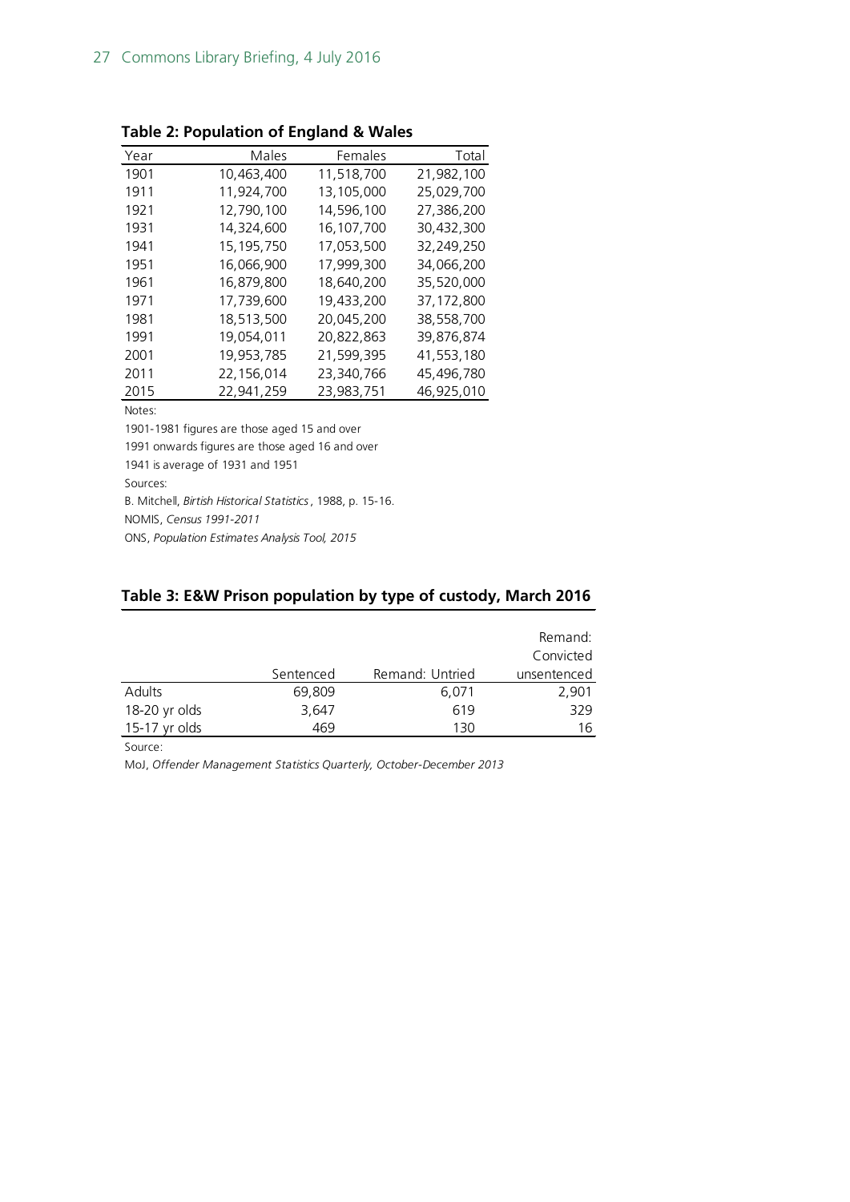**Table 2: Population of England & Wales**

| Year | Males | Females | Total |
|---|---|---|---|
| 1901 | 10,463,400 | 11,518,700 | 21,982,100 |
| 1911 | 11,924,700 | 13,105,000 | 25,029,700 |
| 1921 | 12,790,100 | 14,596,100 | 27,386,200 |
| 1931 | 14,324,600 | 16,107,700 | 30,432,300 |
| 1941 | 15,195,750 | 17,053,500 | 32,249,250 |
| 1951 | 16,066,900 | 17,999,300 | 34,066,200 |
| 1961 | 16,879,800 | 18,640,200 | 35,520,000 |
| 1971 | 17,739,600 | 19,433,200 | 37,172,800 |
| 1981 | 18,513,500 | 20,045,200 | 38,558,700 |
| 1991 | 19,054,011 | 20,822,863 | 39,876,874 |
| 2001 | 19,953,785 | 21,599,395 | 41,553,180 |
| 2011 | 22,156,014 | 23,340,766 | 45,496,780 |
| 2015 | 22,941,259 | 23,983,751 | 46,925,010 |

Notes:

1901-1981 figures are those aged 15 and over

1991 onwards figures are those aged 16 and over

1941 is average of 1931 and 1951

Sources:

B. Mitchell, *Birtish Historical Statistics*, 1988, p. 15-16.

NOMIS, *Census 1991-2011*

ONS, *Population Estimates Analysis Tool, 2015*

## Table 3: E&W Prison population by type of custody, March 2016

| | Sentenced | Remand: Untried | Remand: Convicted unsentenced |
|---|---|---|---|
| Adults | 69,809 | 6,071 | 2,901 |
| 18-20 yr olds | 3,647 | 619 | 329 |
| 15-17 yr olds | 469 | 130 | 16 |

Source:

MoJ, *Offender Management Statistics Quarterly, October-December 2013*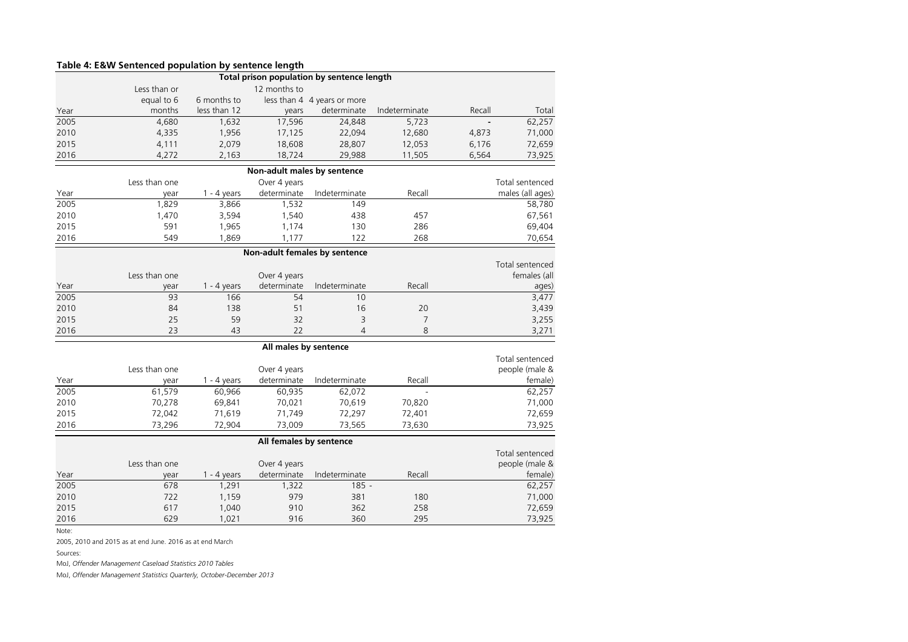**Table 4: E&W Sentenced population by sentence length**

| Total prison population by sentence length | | | | | | | |
|---|---|---|---|---|---|---|---|
| Year | Less than or equal to 6 months | 6 months to less than 12 | 12 months to less than 4 years | 4 years or more determinate | Indeterminate | Recall | Total |
| 2005 | 4,680 | 1,632 | 17,596 | 24,848 | 5,723 | - | 62,257 |
| 2010 | 4,335 | 1,956 | 17,125 | 22,094 | 12,680 | 4,873 | 71,000 |
| 2015 | 4,111 | 2,079 | 18,608 | 28,807 | 12,053 | 6,176 | 72,659 |
| 2016 | 4,272 | 2,163 | 18,724 | 29,988 | 11,505 | 6,564 | 73,925 |

| Non-adult males by sentence | | | | | | |
|---|---|---|---|---|---|---|
| Year | Less than one year | 1 - 4 years | Over 4 years determinate | Indeterminate | Recall | Total sentenced males (all ages) |
| 2005 | 1,829 | 3,866 | 1,532 | 149 | | 58,780 |
| 2010 | 1,470 | 3,594 | 1,540 | 438 | 457 | 67,561 |
| 2015 | 591 | 1,965 | 1,174 | 130 | 286 | 69,404 |
| 2016 | 549 | 1,869 | 1,177 | 122 | 268 | 70,654 |

| Non-adult females by sentence | | | | | | |
|---|---|---|---|---|---|---|
| Year | Less than one year | 1 - 4 years | Over 4 years determinate | Indeterminate | Recall | Total sentenced females (all ages) |
| 2005 | 93 | 166 | 54 | 10 | | 3,477 |
| 2010 | 84 | 138 | 51 | 16 | 20 | 3,439 |
| 2015 | 25 | 59 | 32 | 3 | 7 | 3,255 |
| 2016 | 23 | 43 | 22 | 4 | 8 | 3,271 |

| All males by sentence | | | | | | |
|---|---|---|---|---|---|---|
| Year | Less than one year | 1 - 4 years | Over 4 years determinate | Indeterminate | Recall | Total sentenced people (male & female) |
| 2005 | 61,579 | 60,966 | 60,935 | 62,072 | - | 62,257 |
| 2010 | 70,278 | 69,841 | 70,021 | 70,619 | 70,820 | 71,000 |
| 2015 | 72,042 | 71,619 | 71,749 | 72,297 | 72,401 | 72,659 |
| 2016 | 73,296 | 72,904 | 73,009 | 73,565 | 73,630 | 73,925 |

| All females by sentence | | | | | | |
|---|---|---|---|---|---|---|
| Year | Less than one year | 1 - 4 years | Over 4 years determinate | Indeterminate | Recall | Total sentenced people (male & female) |
| 2005 | 678 | 1,291 | 1,322 | 185 - | | 62,257 |
| 2010 | 722 | 1,159 | 979 | 381 | 180 | 71,000 |
| 2015 | 617 | 1,040 | 910 | 362 | 258 | 72,659 |
| 2016 | 629 | 1,021 | 916 | 360 | 295 | 73,925 |

Note:

2005, 2010 and 2015 as at end June. 2016 as at end March

Sources:

MoJ, *Offender Management Caseload Statistics 2010 Tables*

MoJ, *Offender Management Statistics Quarterly, October-December 2013*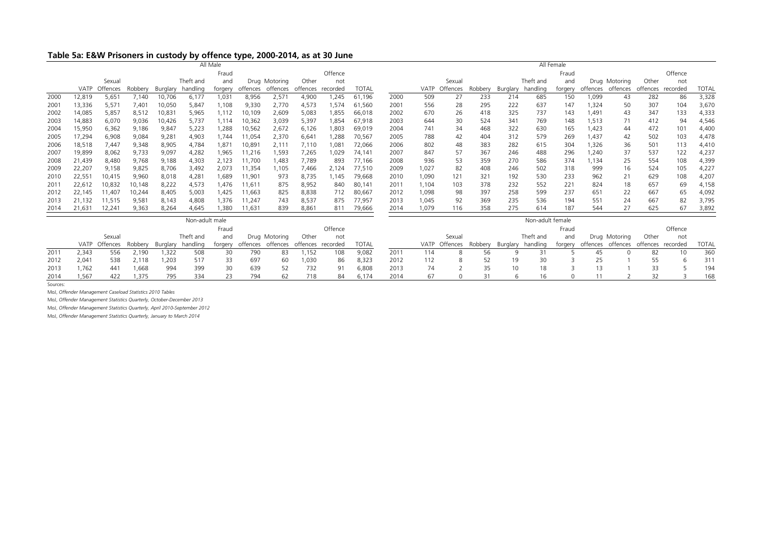## Table 5a: E&W Prisoners in custody by offence type, 2000-2014, as at 30 June

| All Male | | | | | | | | | | | |
|---|---|---|---|---|---|---|---|---|---|---|---|
| | VATP | Sexual Offences | Robbery | Burglary | Theft and handling | Fraud and forgery | Drug offences | Motoring offences | Other offences | Offence not recorded | TOTAL |
| 2000 | 12,819 | 5,651 | 7,140 | 10,706 | 6,177 | 1,031 | 8,956 | 2,571 | 4,900 | 1,245 | 61,196 |
| 2001 | 13,336 | 5,571 | 7,401 | 10,050 | 5,847 | 1,108 | 9,330 | 2,770 | 4,573 | 1,574 | 61,560 |
| 2002 | 14,085 | 5,857 | 8,512 | 10,831 | 5,965 | 1,112 | 10,109 | 2,609 | 5,083 | 1,855 | 66,018 |
| 2003 | 14,883 | 6,070 | 9,036 | 10,426 | 5,737 | 1,114 | 10,362 | 3,039 | 5,397 | 1,854 | 67,918 |
| 2004 | 15,950 | 6,362 | 9,186 | 9,847 | 5,223 | 1,288 | 10,562 | 2,672 | 6,126 | 1,803 | 69,019 |
| 2005 | 17,294 | 6,908 | 9,084 | 9,281 | 4,903 | 1,744 | 11,054 | 2,370 | 6,641 | 1,288 | 70,567 |
| 2006 | 18,518 | 7,447 | 9,348 | 8,905 | 4,784 | 1,871 | 10,891 | 2,111 | 7,110 | 1,081 | 72,066 |
| 2007 | 19,899 | 8,062 | 9,733 | 9,097 | 4,282 | 1,965 | 11,216 | 1,593 | 7,265 | 1,029 | 74,141 |
| 2008 | 21,439 | 8,480 | 9,768 | 9,188 | 4,303 | 2,123 | 11,700 | 1,483 | 7,789 | 893 | 77,166 |
| 2009 | 22,207 | 9,158 | 9,825 | 8,706 | 3,492 | 2,073 | 11,354 | 1,105 | 7,466 | 2,124 | 77,510 |
| 2010 | 22,551 | 10,415 | 9,960 | 8,018 | 4,281 | 1,689 | 11,901 | 973 | 8,735 | 1,145 | 79,668 |
| 2011 | 22,612 | 10,832 | 10,148 | 8,222 | 4,573 | 1,476 | 11,611 | 875 | 8,952 | 840 | 80,141 |
| 2012 | 22,145 | 11,407 | 10,244 | 8,405 | 5,003 | 1,425 | 11,663 | 825 | 8,838 | 712 | 80,667 |
| 2013 | 21,132 | 11,515 | 9,581 | 8,143 | 4,808 | 1,376 | 11,247 | 743 | 8,537 | 875 | 77,957 |
| 2014 | 21,631 | 12,241 | 9,363 | 8,264 | 4,645 | 1,380 | 11,631 | 839 | 8,861 | 811 | 79,666 |

| All Female | | | | | | | | | | | |
|---|---|---|---|---|---|---|---|---|---|---|---|
| | VATP | Sexual Offences | Robbery | Burglary | Theft and handling | Fraud and forgery | Drug offences | Motoring offences | Other offences | Offence not recorded | TOTAL |
| 2000 | 509 | 27 | 233 | 214 | 685 | 150 | 1,099 | 43 | 282 | 86 | 3,328 |
| 2001 | 556 | 28 | 295 | 222 | 637 | 147 | 1,324 | 50 | 307 | 104 | 3,670 |
| 2002 | 670 | 26 | 418 | 325 | 737 | 143 | 1,491 | 43 | 347 | 133 | 4,333 |
| 2003 | 644 | 30 | 524 | 341 | 769 | 148 | 1,513 | 71 | 412 | 94 | 4,546 |
| 2004 | 741 | 34 | 468 | 322 | 630 | 165 | 1,423 | 44 | 472 | 101 | 4,400 |
| 2005 | 788 | 42 | 404 | 312 | 579 | 269 | 1,437 | 42 | 502 | 103 | 4,478 |
| 2006 | 802 | 48 | 383 | 282 | 615 | 304 | 1,326 | 36 | 501 | 113 | 4,410 |
| 2007 | 847 | 57 | 367 | 246 | 488 | 296 | 1,240 | 37 | 537 | 122 | 4,237 |
| 2008 | 936 | 53 | 359 | 270 | 586 | 374 | 1,134 | 25 | 554 | 108 | 4,399 |
| 2009 | 1,027 | 82 | 408 | 246 | 502 | 318 | 999 | 16 | 524 | 105 | 4,227 |
| 2010 | 1,090 | 121 | 321 | 192 | 530 | 233 | 962 | 21 | 629 | 108 | 4,207 |
| 2011 | 1,104 | 103 | 378 | 232 | 552 | 221 | 824 | 18 | 657 | 69 | 4,158 |
| 2012 | 1,098 | 98 | 397 | 258 | 599 | 237 | 651 | 22 | 667 | 65 | 4,092 |
| 2013 | 1,045 | 92 | 369 | 235 | 536 | 194 | 551 | 24 | 667 | 82 | 3,795 |
| 2014 | 1,079 | 116 | 358 | 275 | 614 | 187 | 544 | 27 | 625 | 67 | 3,892 |

| Non-adult male | | | | | | | | | | | |
|---|---|---|---|---|---|---|---|---|---|---|---|
| | VATP | Sexual Offences | Robbery | Burglary | Theft and handling | Fraud and forgery | Drug offences | Motoring offences | Other offences | Offence not recorded | TOTAL |
| 2011 | 2,343 | 556 | 2,190 | 1,322 | 508 | 30 | 790 | 83 | 1,152 | 108 | 9,082 |
| 2012 | 2,041 | 538 | 2,118 | 1,203 | 517 | 33 | 697 | 60 | 1,030 | 86 | 8,323 |
| 2013 | 1,762 | 441 | 1,668 | 994 | 399 | 30 | 639 | 52 | 732 | 91 | 6,808 |
| 2014 | 1,567 | 422 | 1,375 | 795 | 334 | 23 | 794 | 62 | 718 | 84 | 6,174 |

| Non-adult female | | | | | | | | | | | |
|---|---|---|---|---|---|---|---|---|---|---|---|
| | VATP | Sexual Offences | Robbery | Burglary | Theft and handling | Fraud and forgery | Drug offences | Motoring offences | Other offences | Offence not recorded | TOTAL |
| 2011 | 114 | 8 | 56 | 9 | 31 | 5 | 45 | 0 | 82 | 10 | 360 |
| 2012 | 112 | 8 | 52 | 19 | 30 | 3 | 25 | 1 | 55 | 6 | 311 |
| 2013 | 74 | 2 | 35 | 10 | 18 | 3 | 13 | 1 | 33 | 5 | 194 |
| 2014 | 67 | 0 | 31 | 6 | 16 | 0 | 11 | 2 | 32 | 3 | 168 |

Sources:

MoJ, *Offender Management Caseload Statistics 2010 Tables*

MoJ, *Offender Management Statistics Quarterly, October-December 2013*

MoJ, *Offender Management Statistics Quarterly, April 2010-September 2012*

MoJ, *Offender Management Statistics Quarterly, January to March 2014*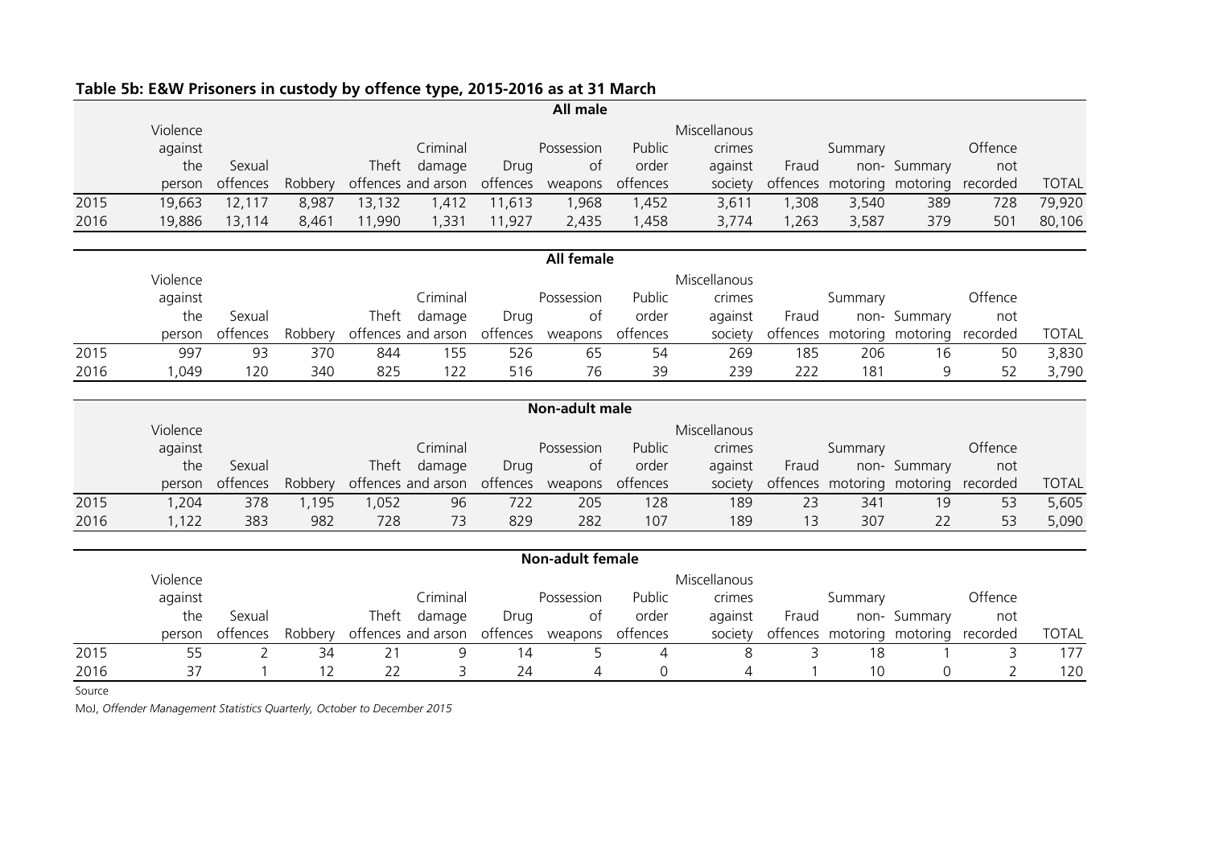**Table 5b: E&W Prisoners in custody by offence type, 2015-2016 as at 31 March**

**All male**

| | Violence against the person | Sexual offences | Robbery | Theft offences | Criminal damage and arson | Drug offences | Possession of weapons | Public order offences | Miscellanous crimes against society | Fraud offences | Summary non-motoring | Summary motoring | Offence not recorded | TOTAL |
|---|---|---|---|---|---|---|---|---|---|---|---|---|---|---|
| 2015 | 19,663 | 12,117 | 8,987 | 13,132 | 1,412 | 11,613 | 1,968 | 1,452 | 3,611 | 1,308 | 3,540 | 389 | 728 | 79,920 |
| 2016 | 19,886 | 13,114 | 8,461 | 11,990 | 1,331 | 11,927 | 2,435 | 1,458 | 3,774 | 1,263 | 3,587 | 379 | 501 | 80,106 |

**All female**

| | Violence against the person | Sexual offences | Robbery | Theft offences | Criminal damage and arson | Drug offences | Possession of weapons | Public order offences | Miscellanous crimes against society | Fraud offences | Summary non-motoring | Summary motoring | Offence not recorded | TOTAL |
|---|---|---|---|---|---|---|---|---|---|---|---|---|---|---|
| 2015 | 997 | 93 | 370 | 844 | 155 | 526 | 65 | 54 | 269 | 185 | 206 | 16 | 50 | 3,830 |
| 2016 | 1,049 | 120 | 340 | 825 | 122 | 516 | 76 | 39 | 239 | 222 | 181 | 9 | 52 | 3,790 |

**Non-adult male**

| | Violence against the person | Sexual offences | Robbery | Theft offences | Criminal damage and arson | Drug offences | Possession of weapons | Public order offences | Miscellanous crimes against society | Fraud offences | Summary non-motoring | Summary motoring | Offence not recorded | TOTAL |
|---|---|---|---|---|---|---|---|---|---|---|---|---|---|---|
| 2015 | 1,204 | 378 | 1,195 | 1,052 | 96 | 722 | 205 | 128 | 189 | 23 | 341 | 19 | 53 | 5,605 |
| 2016 | 1,122 | 383 | 982 | 728 | 73 | 829 | 282 | 107 | 189 | 13 | 307 | 22 | 53 | 5,090 |

**Non-adult female**

| | Violence against the person | Sexual offences | Robbery | Theft offences | Criminal damage and arson | Drug offences | Possession of weapons | Public order offences | Miscellanous crimes against society | Fraud offences | Summary non-motoring | Summary motoring | Offence not recorded | TOTAL |
|---|---|---|---|---|---|---|---|---|---|---|---|---|---|---|
| 2015 | 55 | 2 | 34 | 21 | 9 | 14 | 5 | 4 | 8 | 3 | 18 | 1 | 3 | 177 |
| 2016 | 37 | 1 | 12 | 22 | 3 | 24 | 4 | 0 | 4 | 1 | 10 | 0 | 2 | 120 |

Source

MoJ, *Offender Management Statistics Quarterly, October to December 2015*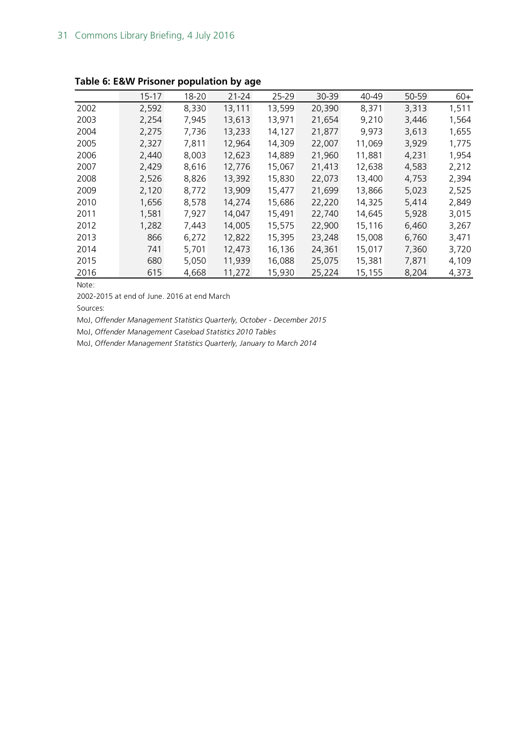**Table 6: E&W Prisoner population by age**

| | 15-17 | 18-20 | 21-24 | 25-29 | 30-39 | 40-49 | 50-59 | 60+ |
|---|---|---|---|---|---|---|---|---|
| 2002 | 2,592 | 8,330 | 13,111 | 13,599 | 20,390 | 8,371 | 3,313 | 1,511 |
| 2003 | 2,254 | 7,945 | 13,613 | 13,971 | 21,654 | 9,210 | 3,446 | 1,564 |
| 2004 | 2,275 | 7,736 | 13,233 | 14,127 | 21,877 | 9,973 | 3,613 | 1,655 |
| 2005 | 2,327 | 7,811 | 12,964 | 14,309 | 22,007 | 11,069 | 3,929 | 1,775 |
| 2006 | 2,440 | 8,003 | 12,623 | 14,889 | 21,960 | 11,881 | 4,231 | 1,954 |
| 2007 | 2,429 | 8,616 | 12,776 | 15,067 | 21,413 | 12,638 | 4,583 | 2,212 |
| 2008 | 2,526 | 8,826 | 13,392 | 15,830 | 22,073 | 13,400 | 4,753 | 2,394 |
| 2009 | 2,120 | 8,772 | 13,909 | 15,477 | 21,699 | 13,866 | 5,023 | 2,525 |
| 2010 | 1,656 | 8,578 | 14,274 | 15,686 | 22,220 | 14,325 | 5,414 | 2,849 |
| 2011 | 1,581 | 7,927 | 14,047 | 15,491 | 22,740 | 14,645 | 5,928 | 3,015 |
| 2012 | 1,282 | 7,443 | 14,005 | 15,575 | 22,900 | 15,116 | 6,460 | 3,267 |
| 2013 | 866 | 6,272 | 12,822 | 15,395 | 23,248 | 15,008 | 6,760 | 3,471 |
| 2014 | 741 | 5,701 | 12,473 | 16,136 | 24,361 | 15,017 | 7,360 | 3,720 |
| 2015 | 680 | 5,050 | 11,939 | 16,088 | 25,075 | 15,381 | 7,871 | 4,109 |
| 2016 | 615 | 4,668 | 11,272 | 15,930 | 25,224 | 15,155 | 8,204 | 4,373 |

Note:

2002-2015 at end of June. 2016 at end March

Sources:

MoJ, *Offender Management Statistics Quarterly, October - December 2015*

MoJ, *Offender Management Caseload Statistics 2010 Tables*

MoJ, *Offender Management Statistics Quarterly, January to March 2014*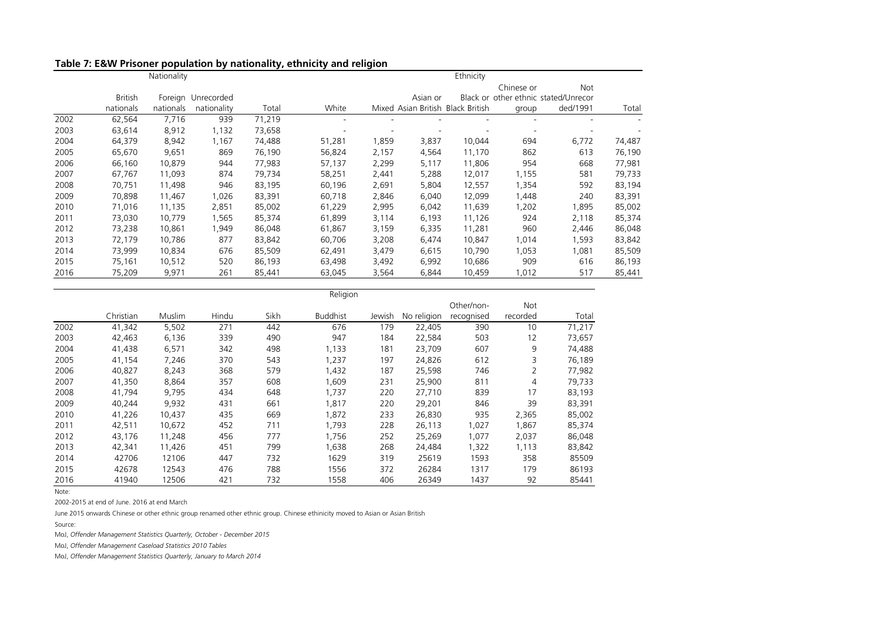**Table 7: E&W Prisoner population by nationality, ethnicity and religion**

| | Nationality | | | | Ethnicity | | | | | | |
|---|---|---|---|---|---|---|---|---|---|---|---|
| | British nationals | Foreign nationals | Unrecorded nationality | Total | White | Mixed | Asian or Asian British | Black or Black British | Chinese or other ethnic group | Not stated/Unrecorded/1991 | Total |
| 2002 | 62,564 | 7,716 | 939 | 71,219 | - | - | - | - | - | - | - |
| 2003 | 63,614 | 8,912 | 1,132 | 73,658 | - | - | - | - | - | - | - |
| 2004 | 64,379 | 8,942 | 1,167 | 74,488 | 51,281 | 1,859 | 3,837 | 10,044 | 694 | 6,772 | 74,487 |
| 2005 | 65,670 | 9,651 | 869 | 76,190 | 56,824 | 2,157 | 4,564 | 11,170 | 862 | 613 | 76,190 |
| 2006 | 66,160 | 10,879 | 944 | 77,983 | 57,137 | 2,299 | 5,117 | 11,806 | 954 | 668 | 77,981 |
| 2007 | 67,767 | 11,093 | 874 | 79,734 | 58,251 | 2,441 | 5,288 | 12,017 | 1,155 | 581 | 79,733 |
| 2008 | 70,751 | 11,498 | 946 | 83,195 | 60,196 | 2,691 | 5,804 | 12,557 | 1,354 | 592 | 83,194 |
| 2009 | 70,898 | 11,467 | 1,026 | 83,391 | 60,718 | 2,846 | 6,040 | 12,099 | 1,448 | 240 | 83,391 |
| 2010 | 71,016 | 11,135 | 2,851 | 85,002 | 61,229 | 2,995 | 6,042 | 11,639 | 1,202 | 1,895 | 85,002 |
| 2011 | 73,030 | 10,779 | 1,565 | 85,374 | 61,899 | 3,114 | 6,193 | 11,126 | 924 | 2,118 | 85,374 |
| 2012 | 73,238 | 10,861 | 1,949 | 86,048 | 61,867 | 3,159 | 6,335 | 11,281 | 960 | 2,446 | 86,048 |
| 2013 | 72,179 | 10,786 | 877 | 83,842 | 60,706 | 3,208 | 6,474 | 10,847 | 1,014 | 1,593 | 83,842 |
| 2014 | 73,999 | 10,834 | 676 | 85,509 | 62,491 | 3,479 | 6,615 | 10,790 | 1,053 | 1,081 | 85,509 |
| 2015 | 75,161 | 10,512 | 520 | 86,193 | 63,498 | 3,492 | 6,992 | 10,686 | 909 | 616 | 86,193 |
| 2016 | 75,209 | 9,971 | 261 | 85,441 | 63,045 | 3,564 | 6,844 | 10,459 | 1,012 | 517 | 85,441 |

| | Religion | | | | | | | | | |
|---|---|---|---|---|---|---|---|---|---|---|
| | Christian | Muslim | Hindu | Sikh | Buddhist | Jewish | No religion | Other/non-recognised | Not recorded | Total |
| 2002 | 41,342 | 5,502 | 271 | 442 | 676 | 179 | 22,405 | 390 | 10 | 71,217 |
| 2003 | 42,463 | 6,136 | 339 | 490 | 947 | 184 | 22,584 | 503 | 12 | 73,657 |
| 2004 | 41,438 | 6,571 | 342 | 498 | 1,133 | 181 | 23,709 | 607 | 9 | 74,488 |
| 2005 | 41,154 | 7,246 | 370 | 543 | 1,237 | 197 | 24,826 | 612 | 3 | 76,189 |
| 2006 | 40,827 | 8,243 | 368 | 579 | 1,432 | 187 | 25,598 | 746 | 2 | 77,982 |
| 2007 | 41,350 | 8,864 | 357 | 608 | 1,609 | 231 | 25,900 | 811 | 4 | 79,733 |
| 2008 | 41,794 | 9,795 | 434 | 648 | 1,737 | 220 | 27,710 | 839 | 17 | 83,193 |
| 2009 | 40,244 | 9,932 | 431 | 661 | 1,817 | 220 | 29,201 | 846 | 39 | 83,391 |
| 2010 | 41,226 | 10,437 | 435 | 669 | 1,872 | 233 | 26,830 | 935 | 2,365 | 85,002 |
| 2011 | 42,511 | 10,672 | 452 | 711 | 1,793 | 228 | 26,113 | 1,027 | 1,867 | 85,374 |
| 2012 | 43,176 | 11,248 | 456 | 777 | 1,756 | 252 | 25,269 | 1,077 | 2,037 | 86,048 |
| 2013 | 42,341 | 11,426 | 451 | 799 | 1,638 | 268 | 24,484 | 1,322 | 1,113 | 83,842 |
| 2014 | 42706 | 12106 | 447 | 732 | 1629 | 319 | 25619 | 1593 | 358 | 85509 |
| 2015 | 42678 | 12543 | 476 | 788 | 1556 | 372 | 26284 | 1317 | 179 | 86193 |
| 2016 | 41940 | 12506 | 421 | 732 | 1558 | 406 | 26349 | 1437 | 92 | 85441 |

Note:

2002-2015 at end of June. 2016 at end March

June 2015 onwards Chinese or other ethnic group renamed other ethnic group. Chinese ethinicity moved to Asian or Asian British

Source:

MoJ, *Offender Management Statistics Quarterly, October - December 2015*

MoJ, *Offender Management Caseload Statistics 2010 Tables*

MoJ, *Offender Management Statistics Quarterly, January to March 2014*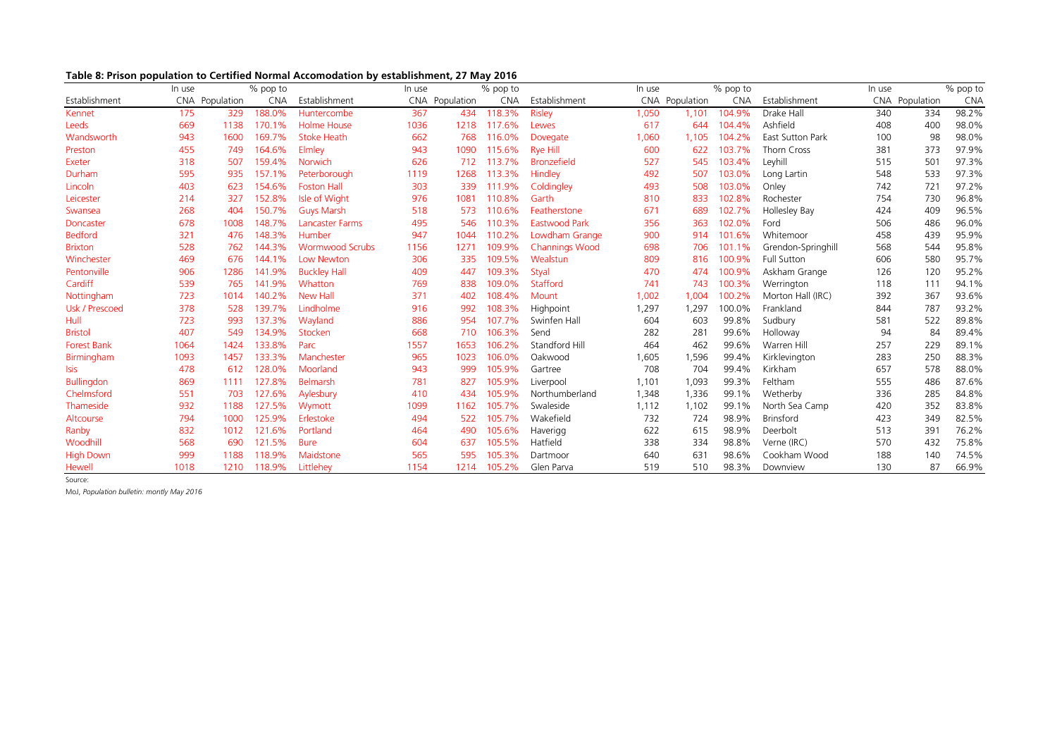**Table 8: Prison population to Certified Normal Accomodation by establishment, 27 May 2016**

| Establishment | In use CNA | Population | % pop to CNA | Establishment | In use CNA | Population | % pop to CNA | Establishment | In use CNA | Population | % pop to CNA | Establishment | In use CNA | Population | % pop to CNA |
|---|---|---|---|---|---|---|---|---|---|---|---|---|---|---|---|
| Kennet | 175 | 329 | 188.0% | Huntercombe | 367 | 434 | 118.3% | Risley | 1,050 | 1,101 | 104.9% | Drake Hall | 340 | 334 | 98.2% |
| Leeds | 669 | 1138 | 170.1% | Holme House | 1036 | 1218 | 117.6% | Lewes | 617 | 644 | 104.4% | Ashfield | 408 | 400 | 98.0% |
| Wandsworth | 943 | 1600 | 169.7% | Stoke Heath | 662 | 768 | 116.0% | Dovegate | 1,060 | 1,105 | 104.2% | East Sutton Park | 100 | 98 | 98.0% |
| Preston | 455 | 749 | 164.6% | Elmley | 943 | 1090 | 115.6% | Rye Hill | 600 | 622 | 103.7% | Thorn Cross | 381 | 373 | 97.9% |
| Exeter | 318 | 507 | 159.4% | Norwich | 626 | 712 | 113.7% | Bronzefield | 527 | 545 | 103.4% | Leyhill | 515 | 501 | 97.3% |
| Durham | 595 | 935 | 157.1% | Peterborough | 1119 | 1268 | 113.3% | Hindley | 492 | 507 | 103.0% | Long Lartin | 548 | 533 | 97.3% |
| Lincoln | 403 | 623 | 154.6% | Foston Hall | 303 | 339 | 111.9% | Coldingley | 493 | 508 | 103.0% | Onley | 742 | 721 | 97.2% |
| Leicester | 214 | 327 | 152.8% | Isle of Wight | 976 | 1081 | 110.8% | Garth | 810 | 833 | 102.8% | Rochester | 754 | 730 | 96.8% |
| Swansea | 268 | 404 | 150.7% | Guys Marsh | 518 | 573 | 110.6% | Featherstone | 671 | 689 | 102.7% | Hollesley Bay | 424 | 409 | 96.5% |
| Doncaster | 678 | 1008 | 148.7% | Lancaster Farms | 495 | 546 | 110.3% | Eastwood Park | 356 | 363 | 102.0% | Ford | 506 | 486 | 96.0% |
| Bedford | 321 | 476 | 148.3% | Humber | 947 | 1044 | 110.2% | Lowdham Grange | 900 | 914 | 101.6% | Whitemoor | 458 | 439 | 95.9% |
| Brixton | 528 | 762 | 144.3% | Wormwood Scrubs | 1156 | 1271 | 109.9% | Channings Wood | 698 | 706 | 101.1% | Grendon-Springhill | 568 | 544 | 95.8% |
| Winchester | 469 | 676 | 144.1% | Low Newton | 306 | 335 | 109.5% | Wealstun | 809 | 816 | 100.9% | Full Sutton | 606 | 580 | 95.7% |
| Pentonville | 906 | 1286 | 141.9% | Buckley Hall | 409 | 447 | 109.3% | Styal | 470 | 474 | 100.9% | Askham Grange | 126 | 120 | 95.2% |
| Cardiff | 539 | 765 | 141.9% | Whatton | 769 | 838 | 109.0% | Stafford | 741 | 743 | 100.3% | Werrington | 118 | 111 | 94.1% |
| Nottingham | 723 | 1014 | 140.2% | New Hall | 371 | 402 | 108.4% | Mount | 1,002 | 1,004 | 100.2% | Morton Hall (IRC) | 392 | 367 | 93.6% |
| Usk / Prescoed | 378 | 528 | 139.7% | Lindholme | 916 | 992 | 108.3% | Highpoint | 1,297 | 1,297 | 100.0% | Frankland | 844 | 787 | 93.2% |
| Hull | 723 | 993 | 137.3% | Wayland | 886 | 954 | 107.7% | Swinfen Hall | 604 | 603 | 99.8% | Sudbury | 581 | 522 | 89.8% |
| Bristol | 407 | 549 | 134.9% | Stocken | 668 | 710 | 106.3% | Send | 282 | 281 | 99.6% | Holloway | 94 | 84 | 89.4% |
| Forest Bank | 1064 | 1424 | 133.8% | Parc | 1557 | 1653 | 106.2% | Standford Hill | 464 | 462 | 99.6% | Warren Hill | 257 | 229 | 89.1% |
| Birmingham | 1093 | 1457 | 133.3% | Manchester | 965 | 1023 | 106.0% | Oakwood | 1,605 | 1,596 | 99.4% | Kirklevington | 283 | 250 | 88.3% |
| Isis | 478 | 612 | 128.0% | Moorland | 943 | 999 | 105.9% | Gartree | 708 | 704 | 99.4% | Kirkham | 657 | 578 | 88.0% |
| Bullingdon | 869 | 1111 | 127.8% | Belmarsh | 781 | 827 | 105.9% | Liverpool | 1,101 | 1,093 | 99.3% | Feltham | 555 | 486 | 87.6% |
| Chelmsford | 551 | 703 | 127.6% | Aylesbury | 410 | 434 | 105.9% | Northumberland | 1,348 | 1,336 | 99.1% | Wetherby | 336 | 285 | 84.8% |
| Thameside | 932 | 1188 | 127.5% | Wymott | 1099 | 1162 | 105.7% | Swaleside | 1,112 | 1,102 | 99.1% | North Sea Camp | 420 | 352 | 83.8% |
| Altcourse | 794 | 1000 | 125.9% | Erlestoke | 494 | 522 | 105.7% | Wakefield | 732 | 724 | 98.9% | Brinsford | 423 | 349 | 82.5% |
| Ranby | 832 | 1012 | 121.6% | Portland | 464 | 490 | 105.6% | Haverigg | 622 | 615 | 98.9% | Deerbolt | 513 | 391 | 76.2% |
| Woodhill | 568 | 690 | 121.5% | Bure | 604 | 637 | 105.5% | Hatfield | 338 | 334 | 98.8% | Verne (IRC) | 570 | 432 | 75.8% |
| High Down | 999 | 1188 | 118.9% | Maidstone | 565 | 595 | 105.3% | Dartmoor | 640 | 631 | 98.6% | Cookham Wood | 188 | 140 | 74.5% |
| Hewell | 1018 | 1210 | 118.9% | Littlehey | 1154 | 1214 | 105.2% | Glen Parva | 519 | 510 | 98.3% | Downview | 130 | 87 | 66.9% |

Source:

MoJ, *Population bulletin: montly May 2016*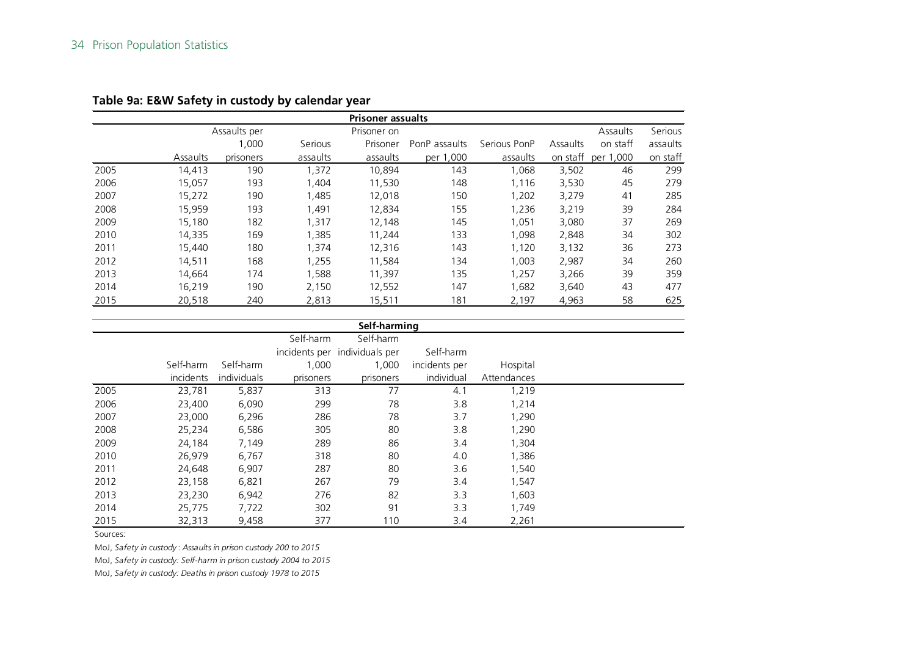**Table 9a: E&W Safety in custody by calendar year**

| Prisoner assaults | | | | | | | | | |
|---|---|---|---|---|---|---|---|---|---|
| | Assaults | Assaults per 1,000 prisoners | Serious assaults | Prisoner on Prisoner assaults | PonP assaults per 1,000 | Serious PonP assaults | Assaults on staff | Assaults on staff per 1,000 | Serious assaults on staff |
| 2005 | 14,413 | 190 | 1,372 | 10,894 | 143 | 1,068 | 3,502 | 46 | 299 |
| 2006 | 15,057 | 193 | 1,404 | 11,530 | 148 | 1,116 | 3,530 | 45 | 279 |
| 2007 | 15,272 | 190 | 1,485 | 12,018 | 150 | 1,202 | 3,279 | 41 | 285 |
| 2008 | 15,959 | 193 | 1,491 | 12,834 | 155 | 1,236 | 3,219 | 39 | 284 |
| 2009 | 15,180 | 182 | 1,317 | 12,148 | 145 | 1,051 | 3,080 | 37 | 269 |
| 2010 | 14,335 | 169 | 1,385 | 11,244 | 133 | 1,098 | 2,848 | 34 | 302 |
| 2011 | 15,440 | 180 | 1,374 | 12,316 | 143 | 1,120 | 3,132 | 36 | 273 |
| 2012 | 14,511 | 168 | 1,255 | 11,584 | 134 | 1,003 | 2,987 | 34 | 260 |
| 2013 | 14,664 | 174 | 1,588 | 11,397 | 135 | 1,257 | 3,266 | 39 | 359 |
| 2014 | 16,219 | 190 | 2,150 | 12,552 | 147 | 1,682 | 3,640 | 43 | 477 |
| 2015 | 20,518 | 240 | 2,813 | 15,511 | 181 | 2,197 | 4,963 | 58 | 625 |

| Self-harming | | | | | | |
|---|---|---|---|---|---|---|
| | Self-harm incidents | Self-harm individuals | Self-harm incidents per 1,000 prisoners | Self-harm individuals per 1,000 prisoners | Self-harm incidents per individual | Hospital Attendances |
| 2005 | 23,781 | 5,837 | 313 | 77 | 4.1 | 1,219 |
| 2006 | 23,400 | 6,090 | 299 | 78 | 3.8 | 1,214 |
| 2007 | 23,000 | 6,296 | 286 | 78 | 3.7 | 1,290 |
| 2008 | 25,234 | 6,586 | 305 | 80 | 3.8 | 1,290 |
| 2009 | 24,184 | 7,149 | 289 | 86 | 3.4 | 1,304 |
| 2010 | 26,979 | 6,767 | 318 | 80 | 4.0 | 1,386 |
| 2011 | 24,648 | 6,907 | 287 | 80 | 3.6 | 1,540 |
| 2012 | 23,158 | 6,821 | 267 | 79 | 3.4 | 1,547 |
| 2013 | 23,230 | 6,942 | 276 | 82 | 3.3 | 1,603 |
| 2014 | 25,775 | 7,722 | 302 | 91 | 3.3 | 1,749 |
| 2015 | 32,313 | 9,458 | 377 | 110 | 3.4 | 2,261 |

Sources:

MoJ, *Safety in custody : Assaults in prison custody 200 to 2015*

MoJ, *Safety in custody: Self-harm in prison custody 2004 to 2015*

MoJ, *Safety in custody: Deaths in prison custody 1978 to 2015*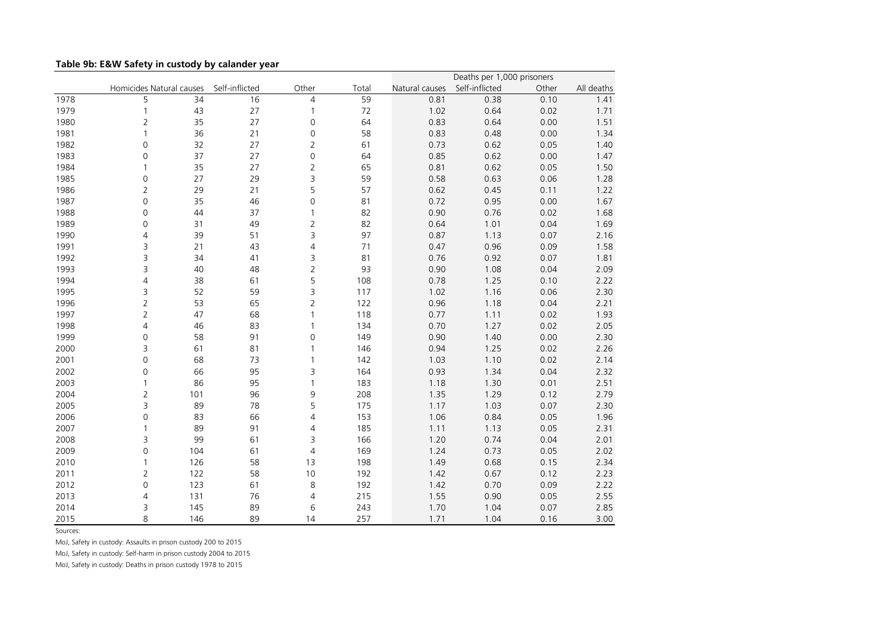**Table 9b: E&W Safety in custody by calander year**

| | Homicides | Natural causes | Self-inflicted | Other | Total | Deaths per 1,000 prisoners | | | |
|---|---|---|---|---|---|---|---|---|---|
| | | | | | | Natural causes | Self-inflicted | Other | All deaths |
| 1978 | 5 | 34 | 16 | 4 | 59 | 0.81 | 0.38 | 0.10 | 1.41 |
| 1979 | 1 | 43 | 27 | 1 | 72 | 1.02 | 0.64 | 0.02 | 1.71 |
| 1980 | 2 | 35 | 27 | 0 | 64 | 0.83 | 0.64 | 0.00 | 1.51 |
| 1981 | 1 | 36 | 21 | 0 | 58 | 0.83 | 0.48 | 0.00 | 1.34 |
| 1982 | 0 | 32 | 27 | 2 | 61 | 0.73 | 0.62 | 0.05 | 1.40 |
| 1983 | 0 | 37 | 27 | 0 | 64 | 0.85 | 0.62 | 0.00 | 1.47 |
| 1984 | 1 | 35 | 27 | 2 | 65 | 0.81 | 0.62 | 0.05 | 1.50 |
| 1985 | 0 | 27 | 29 | 3 | 59 | 0.58 | 0.63 | 0.06 | 1.28 |
| 1986 | 2 | 29 | 21 | 5 | 57 | 0.62 | 0.45 | 0.11 | 1.22 |
| 1987 | 0 | 35 | 46 | 0 | 81 | 0.72 | 0.95 | 0.00 | 1.67 |
| 1988 | 0 | 44 | 37 | 1 | 82 | 0.90 | 0.76 | 0.02 | 1.68 |
| 1989 | 0 | 31 | 49 | 2 | 82 | 0.64 | 1.01 | 0.04 | 1.69 |
| 1990 | 4 | 39 | 51 | 3 | 97 | 0.87 | 1.13 | 0.07 | 2.16 |
| 1991 | 3 | 21 | 43 | 4 | 71 | 0.47 | 0.96 | 0.09 | 1.58 |
| 1992 | 3 | 34 | 41 | 3 | 81 | 0.76 | 0.92 | 0.07 | 1.81 |
| 1993 | 3 | 40 | 48 | 2 | 93 | 0.90 | 1.08 | 0.04 | 2.09 |
| 1994 | 4 | 38 | 61 | 5 | 108 | 0.78 | 1.25 | 0.10 | 2.22 |
| 1995 | 3 | 52 | 59 | 3 | 117 | 1.02 | 1.16 | 0.06 | 2.30 |
| 1996 | 2 | 53 | 65 | 2 | 122 | 0.96 | 1.18 | 0.04 | 2.21 |
| 1997 | 2 | 47 | 68 | 1 | 118 | 0.77 | 1.11 | 0.02 | 1.93 |
| 1998 | 4 | 46 | 83 | 1 | 134 | 0.70 | 1.27 | 0.02 | 2.05 |
| 1999 | 0 | 58 | 91 | 0 | 149 | 0.90 | 1.40 | 0.00 | 2.30 |
| 2000 | 3 | 61 | 81 | 1 | 146 | 0.94 | 1.25 | 0.02 | 2.26 |
| 2001 | 0 | 68 | 73 | 1 | 142 | 1.03 | 1.10 | 0.02 | 2.14 |
| 2002 | 0 | 66 | 95 | 3 | 164 | 0.93 | 1.34 | 0.04 | 2.32 |
| 2003 | 1 | 86 | 95 | 1 | 183 | 1.18 | 1.30 | 0.01 | 2.51 |
| 2004 | 2 | 101 | 96 | 9 | 208 | 1.35 | 1.29 | 0.12 | 2.79 |
| 2005 | 3 | 89 | 78 | 5 | 175 | 1.17 | 1.03 | 0.07 | 2.30 |
| 2006 | 0 | 83 | 66 | 4 | 153 | 1.06 | 0.84 | 0.05 | 1.96 |
| 2007 | 1 | 89 | 91 | 4 | 185 | 1.11 | 1.13 | 0.05 | 2.31 |
| 2008 | 3 | 99 | 61 | 3 | 166 | 1.20 | 0.74 | 0.04 | 2.01 |
| 2009 | 0 | 104 | 61 | 4 | 169 | 1.24 | 0.73 | 0.05 | 2.02 |
| 2010 | 1 | 126 | 58 | 13 | 198 | 1.49 | 0.68 | 0.15 | 2.34 |
| 2011 | 2 | 122 | 58 | 10 | 192 | 1.42 | 0.67 | 0.12 | 2.23 |
| 2012 | 0 | 123 | 61 | 8 | 192 | 1.42 | 0.70 | 0.09 | 2.22 |
| 2013 | 4 | 131 | 76 | 4 | 215 | 1.55 | 0.90 | 0.05 | 2.55 |
| 2014 | 3 | 145 | 89 | 6 | 243 | 1.70 | 1.04 | 0.07 | 2.85 |
| 2015 | 8 | 146 | 89 | 14 | 257 | 1.71 | 1.04 | 0.16 | 3.00 |

Sources:

MoJ, Safety in custody: Assaults in prison custody 200 to 2015

MoJ, Safety in custody: Self-harm in prison custody 2004 to 2015

MoJ, Safety in custody: Deaths in prison custody 1978 to 2015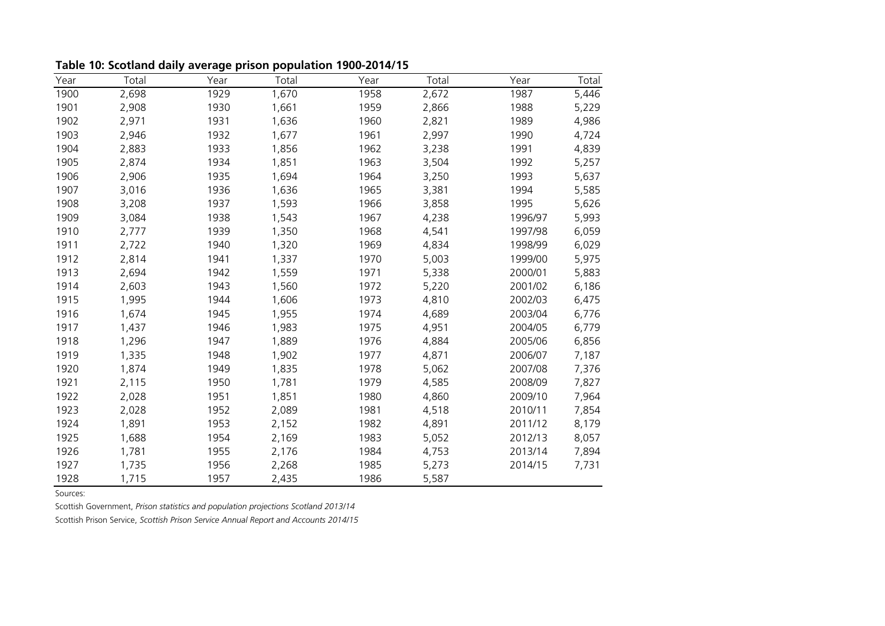**Table 10: Scotland daily average prison population 1900-2014/15**

| Year | Total | Year | Total | Year | Total | Year | Total |
|---|---|---|---|---|---|---|---|
| 1900 | 2,698 | 1929 | 1,670 | 1958 | 2,672 | 1987 | 5,446 |
| 1901 | 2,908 | 1930 | 1,661 | 1959 | 2,866 | 1988 | 5,229 |
| 1902 | 2,971 | 1931 | 1,636 | 1960 | 2,821 | 1989 | 4,986 |
| 1903 | 2,946 | 1932 | 1,677 | 1961 | 2,997 | 1990 | 4,724 |
| 1904 | 2,883 | 1933 | 1,856 | 1962 | 3,238 | 1991 | 4,839 |
| 1905 | 2,874 | 1934 | 1,851 | 1963 | 3,504 | 1992 | 5,257 |
| 1906 | 2,906 | 1935 | 1,694 | 1964 | 3,250 | 1993 | 5,637 |
| 1907 | 3,016 | 1936 | 1,636 | 1965 | 3,381 | 1994 | 5,585 |
| 1908 | 3,208 | 1937 | 1,593 | 1966 | 3,858 | 1995 | 5,626 |
| 1909 | 3,084 | 1938 | 1,543 | 1967 | 4,238 | 1996/97 | 5,993 |
| 1910 | 2,777 | 1939 | 1,350 | 1968 | 4,541 | 1997/98 | 6,059 |
| 1911 | 2,722 | 1940 | 1,320 | 1969 | 4,834 | 1998/99 | 6,029 |
| 1912 | 2,814 | 1941 | 1,337 | 1970 | 5,003 | 1999/00 | 5,975 |
| 1913 | 2,694 | 1942 | 1,559 | 1971 | 5,338 | 2000/01 | 5,883 |
| 1914 | 2,603 | 1943 | 1,560 | 1972 | 5,220 | 2001/02 | 6,186 |
| 1915 | 1,995 | 1944 | 1,606 | 1973 | 4,810 | 2002/03 | 6,475 |
| 1916 | 1,674 | 1945 | 1,955 | 1974 | 4,689 | 2003/04 | 6,776 |
| 1917 | 1,437 | 1946 | 1,983 | 1975 | 4,951 | 2004/05 | 6,779 |
| 1918 | 1,296 | 1947 | 1,889 | 1976 | 4,884 | 2005/06 | 6,856 |
| 1919 | 1,335 | 1948 | 1,902 | 1977 | 4,871 | 2006/07 | 7,187 |
| 1920 | 1,874 | 1949 | 1,835 | 1978 | 5,062 | 2007/08 | 7,376 |
| 1921 | 2,115 | 1950 | 1,781 | 1979 | 4,585 | 2008/09 | 7,827 |
| 1922 | 2,028 | 1951 | 1,851 | 1980 | 4,860 | 2009/10 | 7,964 |
| 1923 | 2,028 | 1952 | 2,089 | 1981 | 4,518 | 2010/11 | 7,854 |
| 1924 | 1,891 | 1953 | 2,152 | 1982 | 4,891 | 2011/12 | 8,179 |
| 1925 | 1,688 | 1954 | 2,169 | 1983 | 5,052 | 2012/13 | 8,057 |
| 1926 | 1,781 | 1955 | 2,176 | 1984 | 4,753 | 2013/14 | 7,894 |
| 1927 | 1,735 | 1956 | 2,268 | 1985 | 5,273 | 2014/15 | 7,731 |
| 1928 | 1,715 | 1957 | 2,435 | 1986 | 5,587 | | |

Sources:

Scottish Government, *Prison statistics and population projections Scotland 2013/14*

Scottish Prison Service, *Scottish Prison Service Annual Report and Accounts 2014/15*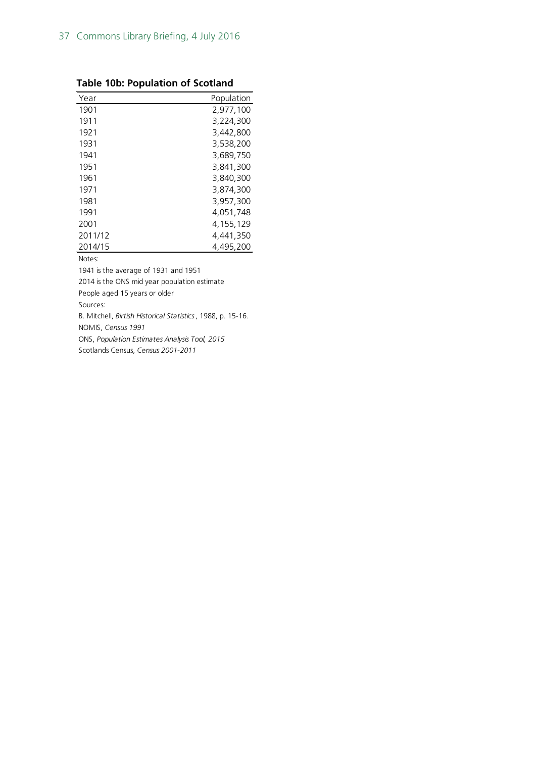**Table 10b: Population of Scotland**

| Year | Population |
| --- | --- |
| 1901 | 2,977,100 |
| 1911 | 3,224,300 |
| 1921 | 3,442,800 |
| 1931 | 3,538,200 |
| 1941 | 3,689,750 |
| 1951 | 3,841,300 |
| 1961 | 3,840,300 |
| 1971 | 3,874,300 |
| 1981 | 3,957,300 |
| 1991 | 4,051,748 |
| 2001 | 4,155,129 |
| 2011/12 | 4,441,350 |
| 2014/15 | 4,495,200 |

Notes:

1941 is the average of 1931 and 1951

2014 is the ONS mid year population estimate

People aged 15 years or older

Sources:

B. Mitchell, *Birtish Historical Statistics*, 1988, p. 15-16.

NOMIS, *Census 1991*

ONS, *Population Estimates Analysis Tool, 2015*

Scotlands Census, *Census 2001-2011*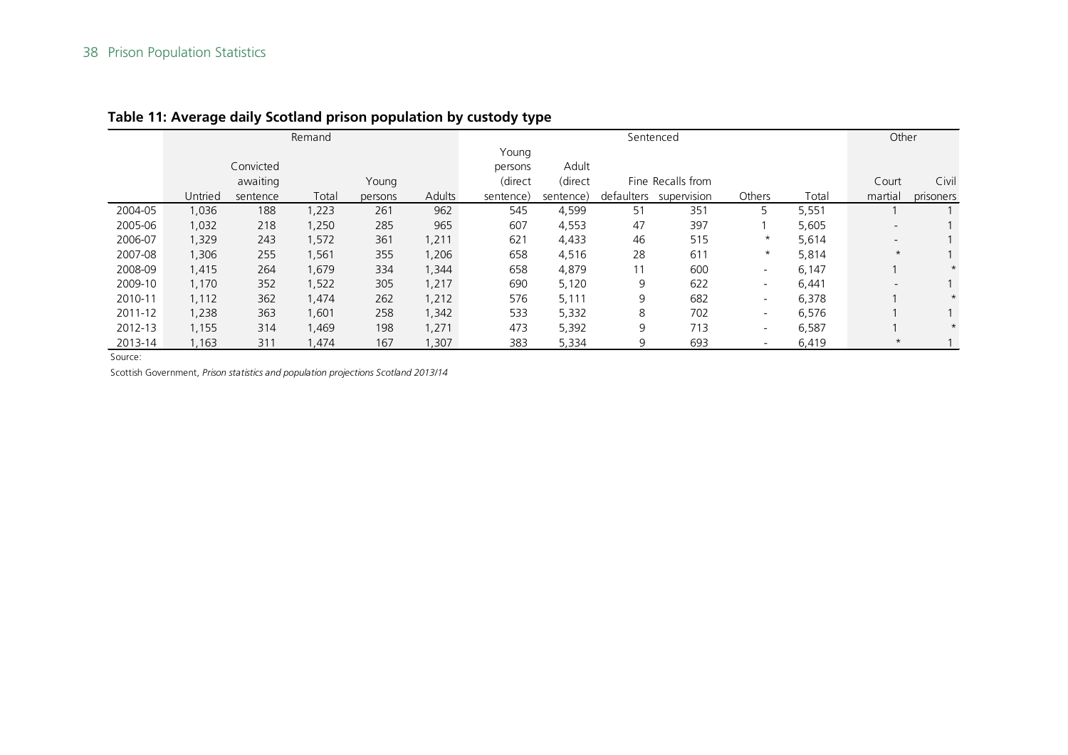### Table 11: Average daily Scotland prison population by custody type

| | Remand | | | | | Sentenced | | | | | | Other | |
|---|---|---|---|---|---|---|---|---|---|---|---|---|---|
| | Untried | Convicted awaiting sentence | Total | Young persons | Adults | Young persons (direct sentence) | Adult (direct sentence) | Fine defaulters | Recalls from supervision | Others | Total | Court martial | Civil prisoners |
| 2004-05 | 1,036 | 188 | 1,223 | 261 | 962 | 545 | 4,599 | 51 | 351 | 5 | 5,551 | 1 | 1 |
| 2005-06 | 1,032 | 218 | 1,250 | 285 | 965 | 607 | 4,553 | 47 | 397 | 1 | 5,605 | - | 1 |
| 2006-07 | 1,329 | 243 | 1,572 | 361 | 1,211 | 621 | 4,433 | 46 | 515 | * | 5,614 | - | 1 |
| 2007-08 | 1,306 | 255 | 1,561 | 355 | 1,206 | 658 | 4,516 | 28 | 611 | * | 5,814 | * | 1 |
| 2008-09 | 1,415 | 264 | 1,679 | 334 | 1,344 | 658 | 4,879 | 11 | 600 | - | 6,147 | 1 | * |
| 2009-10 | 1,170 | 352 | 1,522 | 305 | 1,217 | 690 | 5,120 | 9 | 622 | - | 6,441 | - | 1 |
| 2010-11 | 1,112 | 362 | 1,474 | 262 | 1,212 | 576 | 5,111 | 9 | 682 | - | 6,378 | 1 | * |
| 2011-12 | 1,238 | 363 | 1,601 | 258 | 1,342 | 533 | 5,332 | 8 | 702 | - | 6,576 | 1 | 1 |
| 2012-13 | 1,155 | 314 | 1,469 | 198 | 1,271 | 473 | 5,392 | 9 | 713 | - | 6,587 | 1 | * |
| 2013-14 | 1,163 | 311 | 1,474 | 167 | 1,307 | 383 | 5,334 | 9 | 693 | - | 6,419 | * | 1 |

Source:

Scottish Government, *Prison statistics and population projections Scotland 2013/14*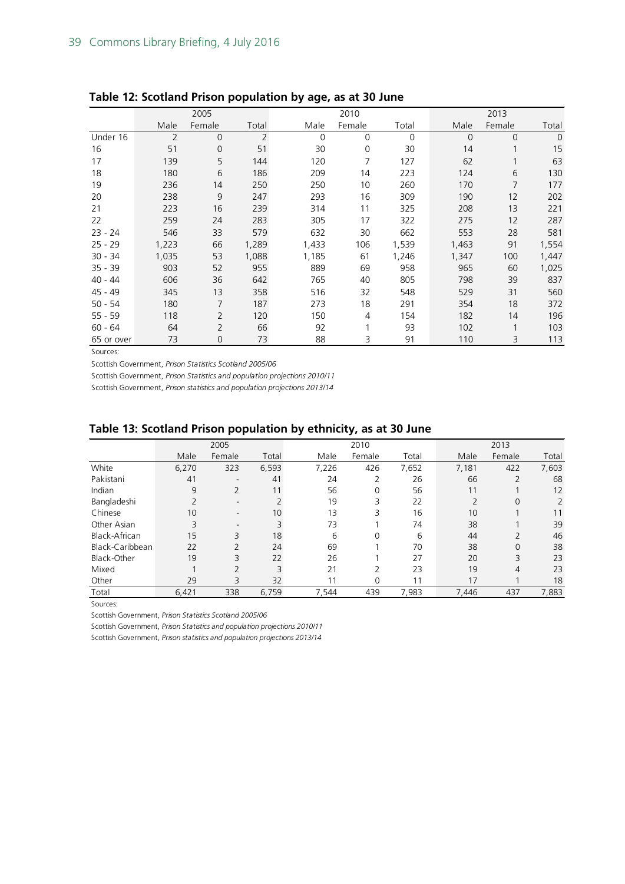### Table 12: Scotland Prison population by age, as at 30 June

| | 2005 | | | 2010 | | | 2013 | | |
|---|---|---|---|---|---|---|---|---|---|
| | Male | Female | Total | Male | Female | Total | Male | Female | Total |
| Under 16 | 2 | 0 | 2 | 0 | 0 | 0 | 0 | 0 | 0 |
| 16 | 51 | 0 | 51 | 30 | 0 | 30 | 14 | 1 | 15 |
| 17 | 139 | 5 | 144 | 120 | 7 | 127 | 62 | 1 | 63 |
| 18 | 180 | 6 | 186 | 209 | 14 | 223 | 124 | 6 | 130 |
| 19 | 236 | 14 | 250 | 250 | 10 | 260 | 170 | 7 | 177 |
| 20 | 238 | 9 | 247 | 293 | 16 | 309 | 190 | 12 | 202 |
| 21 | 223 | 16 | 239 | 314 | 11 | 325 | 208 | 13 | 221 |
| 22 | 259 | 24 | 283 | 305 | 17 | 322 | 275 | 12 | 287 |
| 23 - 24 | 546 | 33 | 579 | 632 | 30 | 662 | 553 | 28 | 581 |
| 25 - 29 | 1,223 | 66 | 1,289 | 1,433 | 106 | 1,539 | 1,463 | 91 | 1,554 |
| 30 - 34 | 1,035 | 53 | 1,088 | 1,185 | 61 | 1,246 | 1,347 | 100 | 1,447 |
| 35 - 39 | 903 | 52 | 955 | 889 | 69 | 958 | 965 | 60 | 1,025 |
| 40 - 44 | 606 | 36 | 642 | 765 | 40 | 805 | 798 | 39 | 837 |
| 45 - 49 | 345 | 13 | 358 | 516 | 32 | 548 | 529 | 31 | 560 |
| 50 - 54 | 180 | 7 | 187 | 273 | 18 | 291 | 354 | 18 | 372 |
| 55 - 59 | 118 | 2 | 120 | 150 | 4 | 154 | 182 | 14 | 196 |
| 60 - 64 | 64 | 2 | 66 | 92 | 1 | 93 | 102 | 1 | 103 |
| 65 or over | 73 | 0 | 73 | 88 | 3 | 91 | 110 | 3 | 113 |

Sources:

Scottish Government, *Prison Statistics Scotland 2005/06*

Scottish Government, *Prison Statistics and population projections 2010/11*

Scottish Government, *Prison statistics and population projections 2013/14*

### Table 13: Scotland Prison population by ethnicity, as at 30 June

| | 2005 | | | 2010 | | | 2013 | | |
|---|---|---|---|---|---|---|---|---|---|
| | Male | Female | Total | Male | Female | Total | Male | Female | Total |
| White | 6,270 | 323 | 6,593 | 7,226 | 426 | 7,652 | 7,181 | 422 | 7,603 |
| Pakistani | 41 | - | 41 | 24 | 2 | 26 | 66 | 2 | 68 |
| Indian | 9 | 2 | 11 | 56 | 0 | 56 | 11 | 1 | 12 |
| Bangladeshi | 2 | - | 2 | 19 | 3 | 22 | 2 | 0 | 2 |
| Chinese | 10 | - | 10 | 13 | 3 | 16 | 10 | 1 | 11 |
| Other Asian | 3 | - | 3 | 73 | 1 | 74 | 38 | 1 | 39 |
| Black-African | 15 | 3 | 18 | 6 | 0 | 6 | 44 | 2 | 46 |
| Black-Caribbean | 22 | 2 | 24 | 69 | 1 | 70 | 38 | 0 | 38 |
| Black-Other | 19 | 3 | 22 | 26 | 1 | 27 | 20 | 3 | 23 |
| Mixed | 1 | 2 | 3 | 21 | 2 | 23 | 19 | 4 | 23 |
| Other | 29 | 3 | 32 | 11 | 0 | 11 | 17 | 1 | 18 |
| Total | 6,421 | 338 | 6,759 | 7,544 | 439 | 7,983 | 7,446 | 437 | 7,883 |

Sources:

Scottish Government, *Prison Statistics Scotland 2005/06*

Scottish Government, *Prison Statistics and population projections 2010/11*

Scottish Government, *Prison statistics and population projections 2013/14*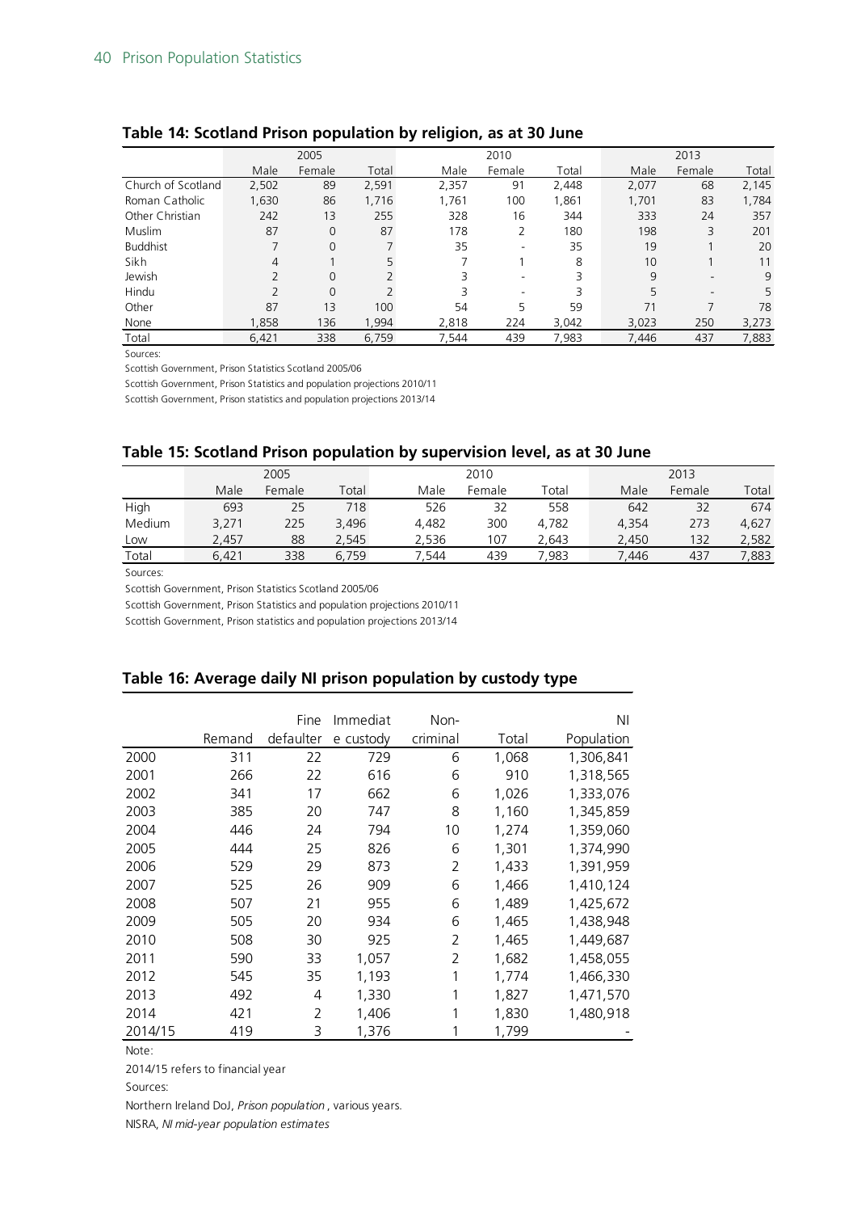## Table 14: Scotland Prison population by religion, as at 30 June

| | 2005 | | | 2010 | | | 2013 | | |
|---|---|---|---|---|---|---|---|---|---|
| | Male | Female | Total | Male | Female | Total | Male | Female | Total |
| Church of Scotland | 2,502 | 89 | 2,591 | 2,357 | 91 | 2,448 | 2,077 | 68 | 2,145 |
| Roman Catholic | 1,630 | 86 | 1,716 | 1,761 | 100 | 1,861 | 1,701 | 83 | 1,784 |
| Other Christian | 242 | 13 | 255 | 328 | 16 | 344 | 333 | 24 | 357 |
| Muslim | 87 | 0 | 87 | 178 | 2 | 180 | 198 | 3 | 201 |
| Buddhist | 7 | 0 | 7 | 35 | - | 35 | 19 | 1 | 20 |
| Sikh | 4 | 1 | 5 | 7 | 1 | 8 | 10 | 1 | 11 |
| Jewish | 2 | 0 | 2 | 3 | - | 3 | 9 | - | 9 |
| Hindu | 2 | 0 | 2 | 3 | - | 3 | 5 | - | 5 |
| Other | 87 | 13 | 100 | 54 | 5 | 59 | 71 | 7 | 78 |
| None | 1,858 | 136 | 1,994 | 2,818 | 224 | 3,042 | 3,023 | 250 | 3,273 |
| Total | 6,421 | 338 | 6,759 | 7,544 | 439 | 7,983 | 7,446 | 437 | 7,883 |

Sources:

Scottish Government, Prison Statistics Scotland 2005/06

Scottish Government, Prison Statistics and population projections 2010/11

Scottish Government, Prison statistics and population projections 2013/14

## Table 15: Scotland Prison population by supervision level, as at 30 June

| | 2005 | | | 2010 | | | 2013 | | |
|---|---|---|---|---|---|---|---|---|---|
| | Male | Female | Total | Male | Female | Total | Male | Female | Total |
| High | 693 | 25 | 718 | 526 | 32 | 558 | 642 | 32 | 674 |
| Medium | 3,271 | 225 | 3,496 | 4,482 | 300 | 4,782 | 4,354 | 273 | 4,627 |
| Low | 2,457 | 88 | 2,545 | 2,536 | 107 | 2,643 | 2,450 | 132 | 2,582 |
| Total | 6,421 | 338 | 6,759 | 7,544 | 439 | 7,983 | 7,446 | 437 | 7,883 |

Sources:

Scottish Government, Prison Statistics Scotland 2005/06

Scottish Government, Prison Statistics and population projections 2010/11

Scottish Government, Prison statistics and population projections 2013/14

## Table 16: Average daily NI prison population by custody type

| | Remand | Fine defaulter | Immediate custody | Non-criminal | Total | NI Population |
|---|---|---|---|---|---|---|
| 2000 | 311 | 22 | 729 | 6 | 1,068 | 1,306,841 |
| 2001 | 266 | 22 | 616 | 6 | 910 | 1,318,565 |
| 2002 | 341 | 17 | 662 | 6 | 1,026 | 1,333,076 |
| 2003 | 385 | 20 | 747 | 8 | 1,160 | 1,345,859 |
| 2004 | 446 | 24 | 794 | 10 | 1,274 | 1,359,060 |
| 2005 | 444 | 25 | 826 | 6 | 1,301 | 1,374,990 |
| 2006 | 529 | 29 | 873 | 2 | 1,433 | 1,391,959 |
| 2007 | 525 | 26 | 909 | 6 | 1,466 | 1,410,124 |
| 2008 | 507 | 21 | 955 | 6 | 1,489 | 1,425,672 |
| 2009 | 505 | 20 | 934 | 6 | 1,465 | 1,438,948 |
| 2010 | 508 | 30 | 925 | 2 | 1,465 | 1,449,687 |
| 2011 | 590 | 33 | 1,057 | 2 | 1,682 | 1,458,055 |
| 2012 | 545 | 35 | 1,193 | 1 | 1,774 | 1,466,330 |
| 2013 | 492 | 4 | 1,330 | 1 | 1,827 | 1,471,570 |
| 2014 | 421 | 2 | 1,406 | 1 | 1,830 | 1,480,918 |
| 2014/15 | 419 | 3 | 1,376 | 1 | 1,799 | - |

Note:

2014/15 refers to financial year

Sources:

Northern Ireland DoJ, *Prison population*, various years.

NISRA, *NI mid-year population estimates*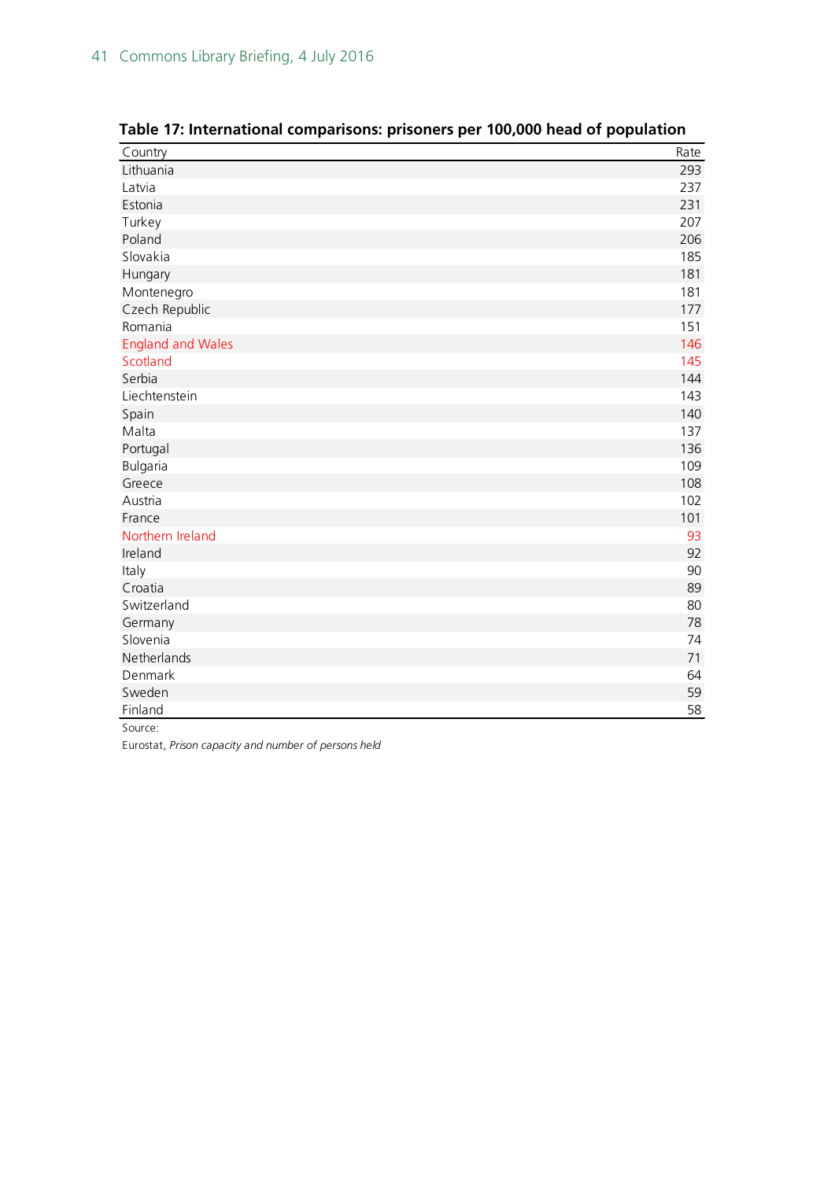**Table 17: International comparisons: prisoners per 100,000 head of population**

| Country | Rate |
|---|---|
| Lithuania | 293 |
| Latvia | 237 |
| Estonia | 231 |
| Turkey | 207 |
| Poland | 206 |
| Slovakia | 185 |
| Hungary | 181 |
| Montenegro | 181 |
| Czech Republic | 177 |
| Romania | 151 |
| England and Wales | 146 |
| Scotland | 145 |
| Serbia | 144 |
| Liechtenstein | 143 |
| Spain | 140 |
| Malta | 137 |
| Portugal | 136 |
| Bulgaria | 109 |
| Greece | 108 |
| Austria | 102 |
| France | 101 |
| Northern Ireland | 93 |
| Ireland | 92 |
| Italy | 90 |
| Croatia | 89 |
| Switzerland | 80 |
| Germany | 78 |
| Slovenia | 74 |
| Netherlands | 71 |
| Denmark | 64 |
| Sweden | 59 |
| Finland | 58 |

Source:

Eurostat, *Prison capacity and number of persons held*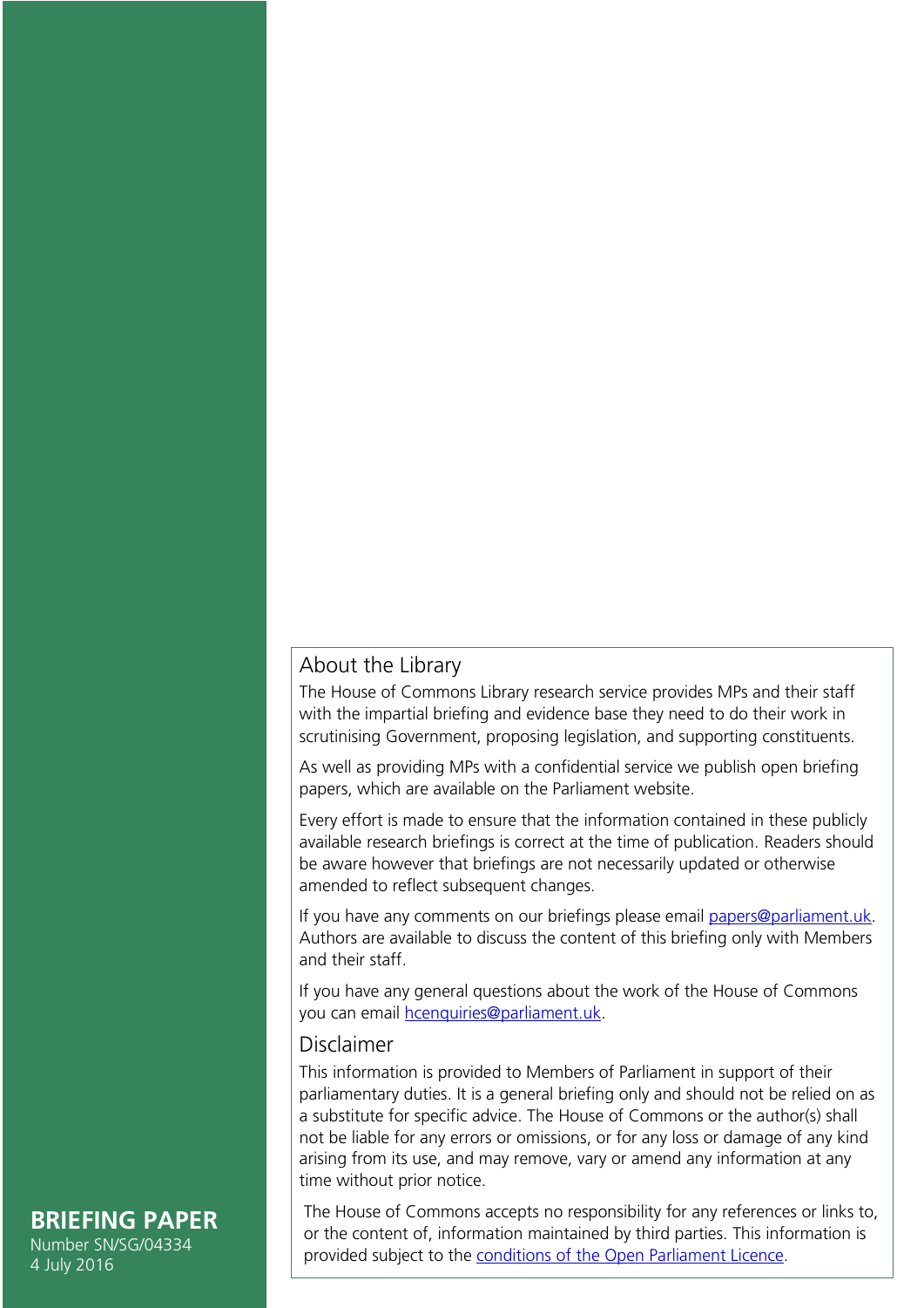## About the Library

The House of Commons Library research service provides MPs and their staff with the impartial briefing and evidence base they need to do their work in scrutinising Government, proposing legislation, and supporting constituents.

As well as providing MPs with a confidential service we publish open briefing papers, which are available on the Parliament website.

Every effort is made to ensure that the information contained in these publicly available research briefings is correct at the time of publication. Readers should be aware however that briefings are not necessarily updated or otherwise amended to reflect subsequent changes.

If you have any comments on our briefings please email [papers@parliament.uk](mailto:papers@parliament.uk). Authors are available to discuss the content of this briefing only with Members and their staff.

If you have any general questions about the work of the House of Commons you can email [hcenquiries@parliament.uk](mailto:hcenquiries@parliament.uk).

## Disclaimer

This information is provided to Members of Parliament in support of their parliamentary duties. It is a general briefing only and should not be relied on as a substitute for specific advice. The House of Commons or the author(s) shall not be liable for any errors or omissions, or for any loss or damage of any kind arising from its use, and may remove, vary or amend any information at any time without prior notice.

The House of Commons accepts no responsibility for any references or links to, or the content of, information maintained by third parties. This information is provided subject to the conditions of the Open Parliament Licence.

**BRIEFING PAPER**

Number SN/SG/04334

4 July 2016